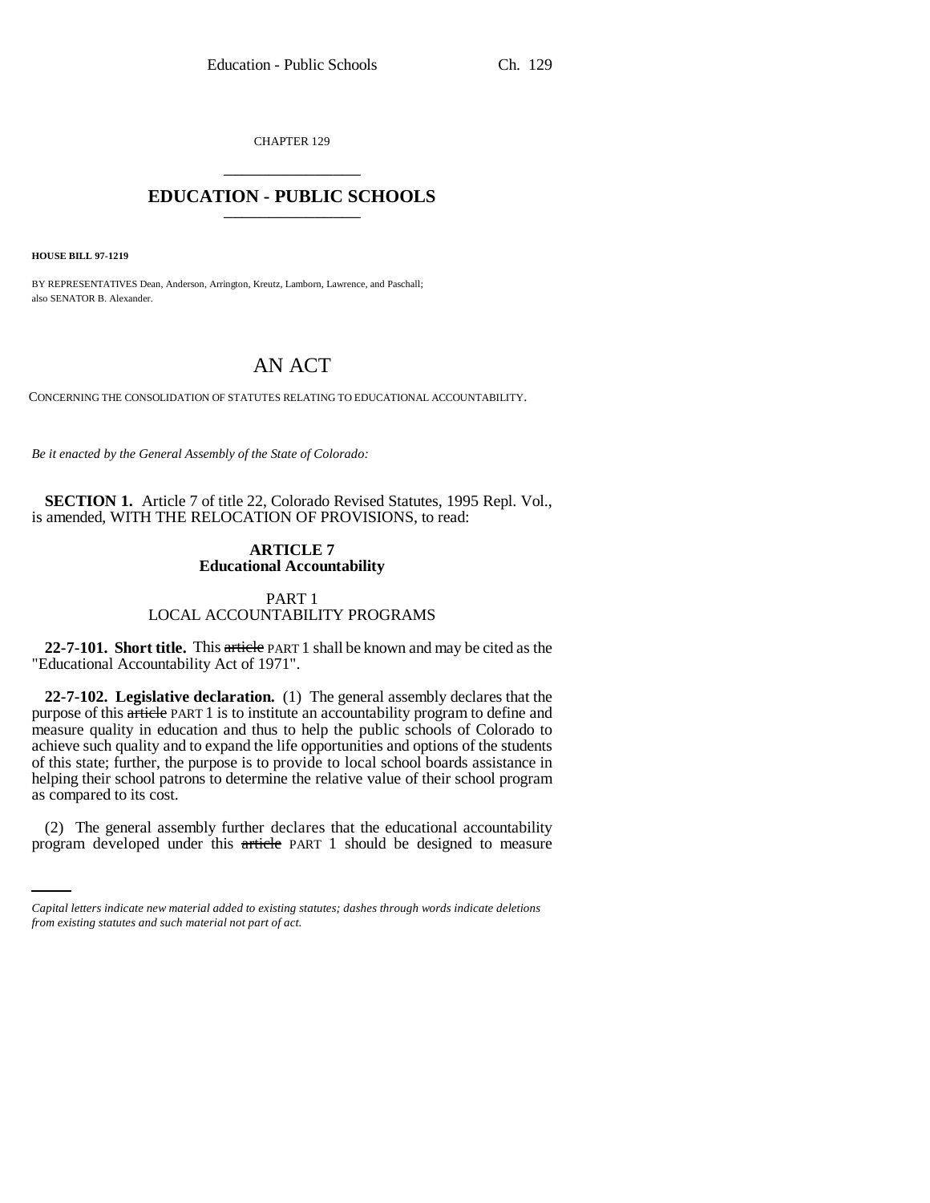CHAPTER 129

# EDUCATION - PUBLIC SCHOOLS

**HOUSE BILL 97-1219**

BY REPRESENTATIVES Dean, Anderson, Arrington, Kreutz, Lamborn, Lawrence, and Paschall;
also SENATOR B. Alexander.

# AN ACT

CONCERNING THE CONSOLIDATION OF STATUTES RELATING TO EDUCATIONAL ACCOUNTABILITY.

*Be it enacted by the General Assembly of the State of Colorado:*

**SECTION 1.** Article 7 of title 22, Colorado Revised Statutes, 1995 Repl. Vol., is amended, WITH THE RELOCATION OF PROVISIONS, to read:

## ARTICLE 7
## Educational Accountability

### PART 1
### LOCAL ACCOUNTABILITY PROGRAMS

**22-7-101. Short title.** This ~~article~~ PART 1 shall be known and may be cited as the "Educational Accountability Act of 1971".

**22-7-102. Legislative declaration.** (1) The general assembly declares that the purpose of this ~~article~~ PART 1 is to institute an accountability program to define and measure quality in education and thus to help the public schools of Colorado to achieve such quality and to expand the life opportunities and options of the students of this state; further, the purpose is to provide to local school boards assistance in helping their school patrons to determine the relative value of their school program as compared to its cost.

(2) The general assembly further declares that the educational accountability program developed under this ~~article~~ PART 1 should be designed to measure

*Capital letters indicate new material added to existing statutes; dashes through words indicate deletions from existing statutes and such material not part of act.*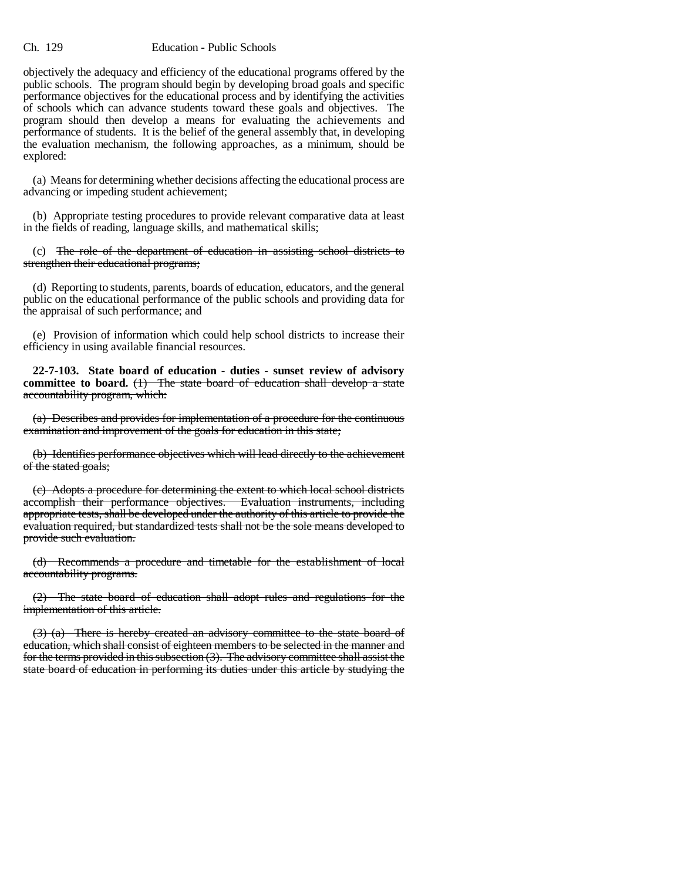objectively the adequacy and efficiency of the educational programs offered by the public schools. The program should begin by developing broad goals and specific performance objectives for the educational process and by identifying the activities of schools which can advance students toward these goals and objectives. The program should then develop a means for evaluating the achievements and performance of students. It is the belief of the general assembly that, in developing the evaluation mechanism, the following approaches, as a minimum, should be explored:

(a) Means for determining whether decisions affecting the educational process are advancing or impeding student achievement;

(b) Appropriate testing procedures to provide relevant comparative data at least in the fields of reading, language skills, and mathematical skills;

(c) ~~The role of the department of education in assisting school districts to strengthen their educational programs;~~

(d) Reporting to students, parents, boards of education, educators, and the general public on the educational performance of the public schools and providing data for the appraisal of such performance; and

(e) Provision of information which could help school districts to increase their efficiency in using available financial resources.

**22-7-103. State board of education - duties - sunset review of advisory committee to board.** ~~(1) The state board of education shall develop a state accountability program, which:~~

~~(a) Describes and provides for implementation of a procedure for the continuous examination and improvement of the goals for education in this state;~~

~~(b) Identifies performance objectives which will lead directly to the achievement of the stated goals;~~

~~(c) Adopts a procedure for determining the extent to which local school districts accomplish their performance objectives. Evaluation instruments, including appropriate tests, shall be developed under the authority of this article to provide the evaluation required, but standardized tests shall not be the sole means developed to provide such evaluation.~~

~~(d) Recommends a procedure and timetable for the establishment of local accountability programs.~~

~~(2) The state board of education shall adopt rules and regulations for the implementation of this article.~~

~~(3) (a) There is hereby created an advisory committee to the state board of education, which shall consist of eighteen members to be selected in the manner and for the terms provided in this subsection (3). The advisory committee shall assist the state board of education in performing its duties under this article by studying the~~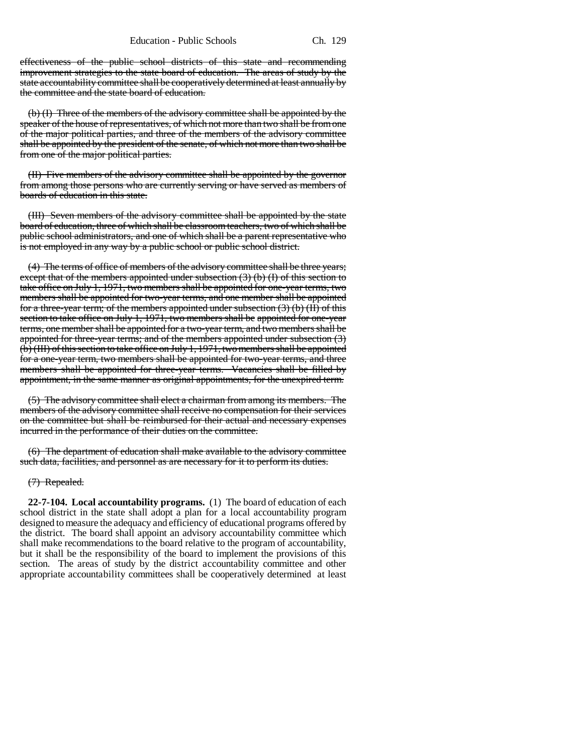effectiveness of the public school districts of this state and recommending improvement strategies to the state board of education. The areas of study by the state accountability committee shall be cooperatively determined at least annually by the committee and the state board of education.

(b) (I) Three of the members of the advisory committee shall be appointed by the speaker of the house of representatives, of which not more than two shall be from one of the major political parties, and three of the members of the advisory committee shall be appointed by the president of the senate, of which not more than two shall be from one of the major political parties.

(II) Five members of the advisory committee shall be appointed by the governor from among those persons who are currently serving or have served as members of boards of education in this state.

(III) Seven members of the advisory committee shall be appointed by the state board of education, three of which shall be classroom teachers, two of which shall be public school administrators, and one of which shall be a parent representative who is not employed in any way by a public school or public school district.

(4) The terms of office of members of the advisory committee shall be three years; except that of the members appointed under subsection (3) (b) (I) of this section to take office on July 1, 1971, two members shall be appointed for one-year terms, two members shall be appointed for two-year terms, and one member shall be appointed for a three-year term; of the members appointed under subsection (3) (b) (II) of this section to take office on July 1, 1971, two members shall be appointed for one-year terms, one member shall be appointed for a two-year term, and two members shall be appointed for three-year terms; and of the members appointed under subsection (3) (b) (III) of this section to take office on July 1, 1971, two members shall be appointed for a one-year term, two members shall be appointed for two-year terms, and three members shall be appointed for three-year terms. Vacancies shall be filled by appointment, in the same manner as original appointments, for the unexpired term.

(5) The advisory committee shall elect a chairman from among its members. The members of the advisory committee shall receive no compensation for their services on the committee but shall be reimbursed for their actual and necessary expenses incurred in the performance of their duties on the committee.

(6) The department of education shall make available to the advisory committee such data, facilities, and personnel as are necessary for it to perform its duties.

(7) Repealed.

**22-7-104. Local accountability programs.** (1) The board of education of each school district in the state shall adopt a plan for a local accountability program designed to measure the adequacy and efficiency of educational programs offered by the district. The board shall appoint an advisory accountability committee which shall make recommendations to the board relative to the program of accountability, but it shall be the responsibility of the board to implement the provisions of this section. The areas of study by the district accountability committee and other appropriate accountability committees shall be cooperatively determined at least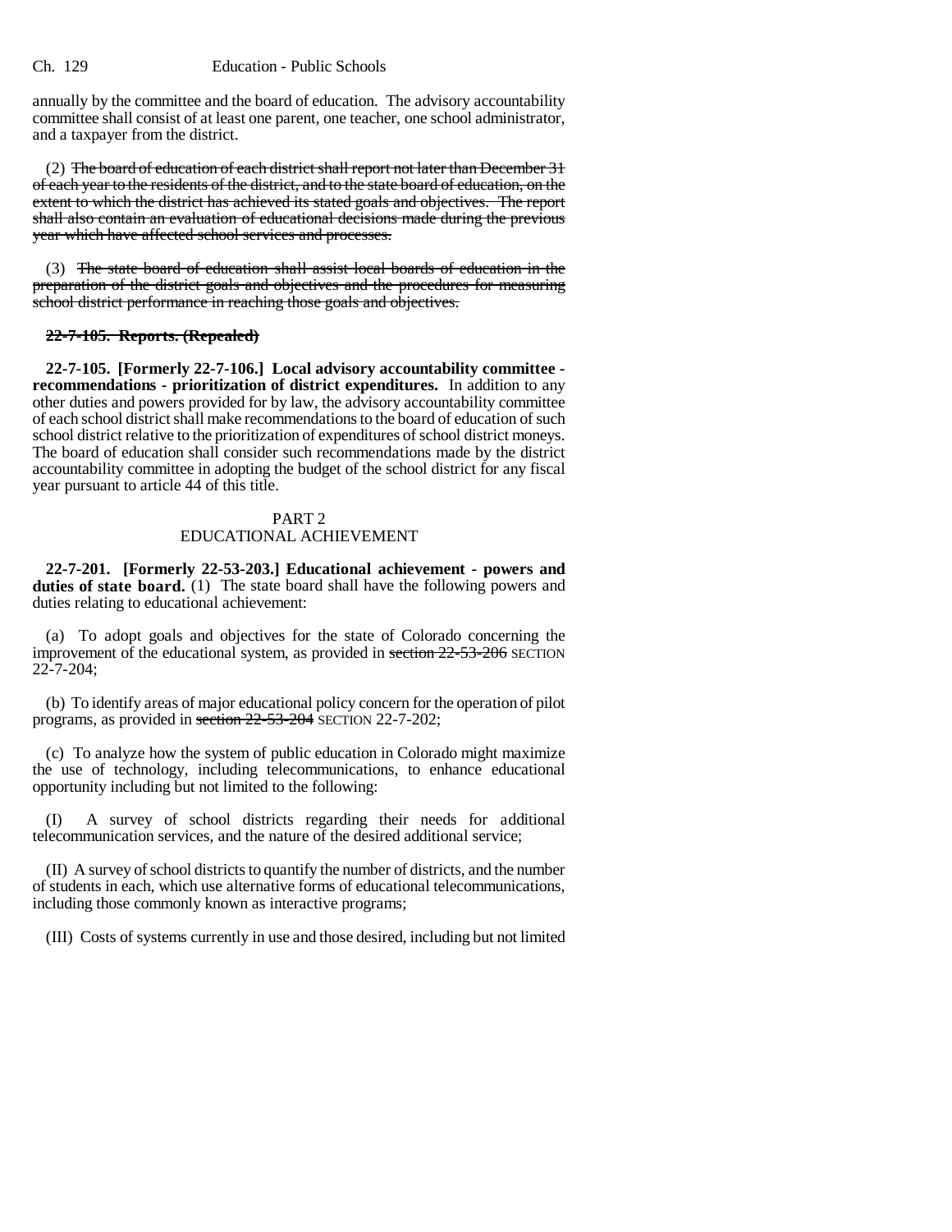annually by the committee and the board of education. The advisory accountability committee shall consist of at least one parent, one teacher, one school administrator, and a taxpayer from the district.

(2) ~~The board of education of each district shall report not later than December 31 of each year to the residents of the district, and to the state board of education, on the extent to which the district has achieved its stated goals and objectives. The report shall also contain an evaluation of educational decisions made during the previous year which have affected school services and processes.~~

(3) ~~The state board of education shall assist local boards of education in the preparation of the district goals and objectives and the procedures for measuring school district performance in reaching those goals and objectives.~~

**~~22-7-105. Reports. (Repealed)~~**

**22-7-105. [Formerly 22-7-106.] Local advisory accountability committee - recommendations - prioritization of district expenditures.** In addition to any other duties and powers provided for by law, the advisory accountability committee of each school district shall make recommendations to the board of education of such school district relative to the prioritization of expenditures of school district moneys. The board of education shall consider such recommendations made by the district accountability committee in adopting the budget of the school district for any fiscal year pursuant to article 44 of this title.

PART 2
EDUCATIONAL ACHIEVEMENT

**22-7-201. [Formerly 22-53-203.] Educational achievement - powers and duties of state board.** (1) The state board shall have the following powers and duties relating to educational achievement:

(a) To adopt goals and objectives for the state of Colorado concerning the improvement of the educational system, as provided in ~~section 22-53-206~~ SECTION 22-7-204;

(b) To identify areas of major educational policy concern for the operation of pilot programs, as provided in ~~section 22-53-204~~ SECTION 22-7-202;

(c) To analyze how the system of public education in Colorado might maximize the use of technology, including telecommunications, to enhance educational opportunity including but not limited to the following:

(I) A survey of school districts regarding their needs for additional telecommunication services, and the nature of the desired additional service;

(II) A survey of school districts to quantify the number of districts, and the number of students in each, which use alternative forms of educational telecommunications, including those commonly known as interactive programs;

(III) Costs of systems currently in use and those desired, including but not limited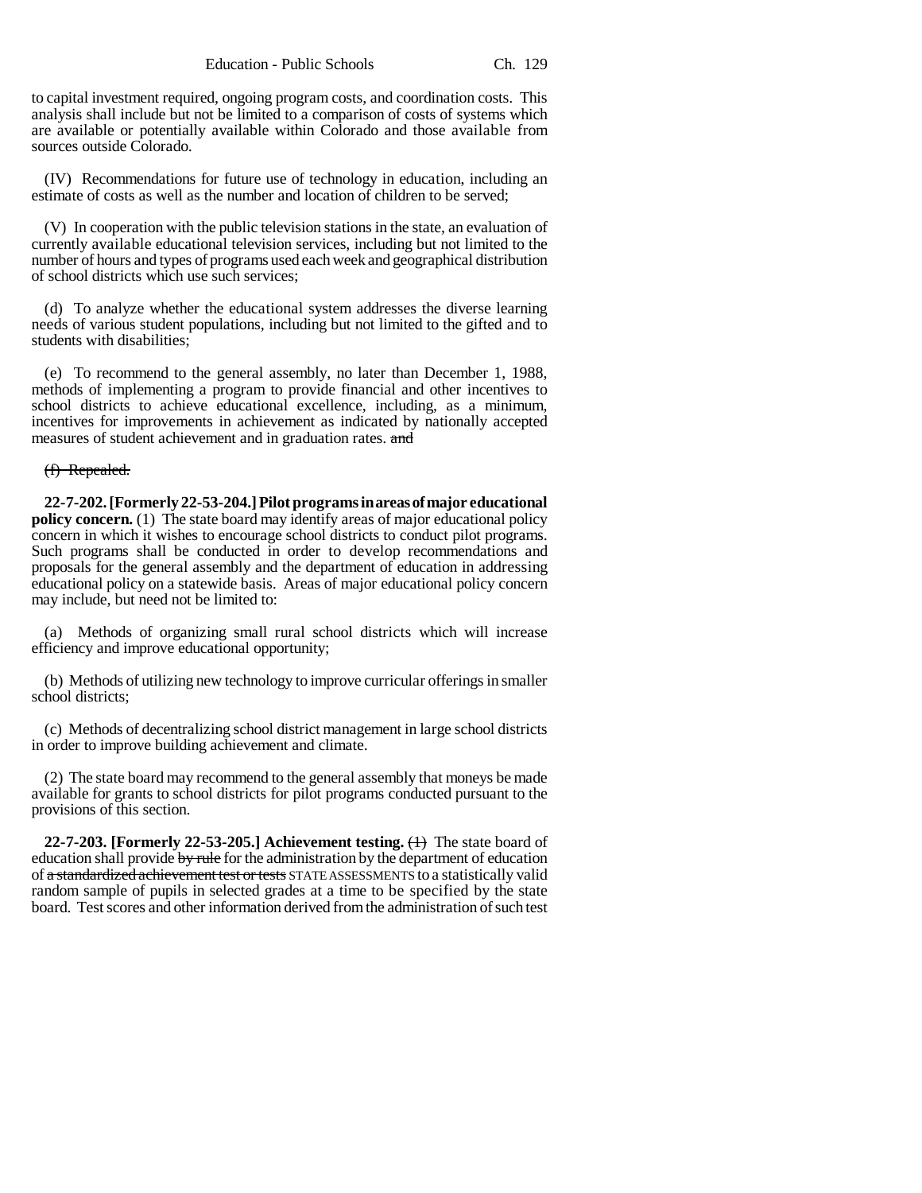to capital investment required, ongoing program costs, and coordination costs. This analysis shall include but not be limited to a comparison of costs of systems which are available or potentially available within Colorado and those available from sources outside Colorado.

(IV) Recommendations for future use of technology in education, including an estimate of costs as well as the number and location of children to be served;

(V) In cooperation with the public television stations in the state, an evaluation of currently available educational television services, including but not limited to the number of hours and types of programs used each week and geographical distribution of school districts which use such services;

(d) To analyze whether the educational system addresses the diverse learning needs of various student populations, including but not limited to the gifted and to students with disabilities;

(e) To recommend to the general assembly, no later than December 1, 1988, methods of implementing a program to provide financial and other incentives to school districts to achieve educational excellence, including, as a minimum, incentives for improvements in achievement as indicated by nationally accepted measures of student achievement and in graduation rates. ~~and~~

~~(f) Repealed.~~

**22-7-202. [Formerly 22-53-204.] Pilot programs in areas of major educational policy concern.** (1) The state board may identify areas of major educational policy concern in which it wishes to encourage school districts to conduct pilot programs. Such programs shall be conducted in order to develop recommendations and proposals for the general assembly and the department of education in addressing educational policy on a statewide basis. Areas of major educational policy concern may include, but need not be limited to:

(a) Methods of organizing small rural school districts which will increase efficiency and improve educational opportunity;

(b) Methods of utilizing new technology to improve curricular offerings in smaller school districts;

(c) Methods of decentralizing school district management in large school districts in order to improve building achievement and climate.

(2) The state board may recommend to the general assembly that moneys be made available for grants to school districts for pilot programs conducted pursuant to the provisions of this section.

**22-7-203. [Formerly 22-53-205.] Achievement testing.** ~~(1)~~ The state board of education shall provide ~~by rule~~ for the administration by the department of education of ~~a standardized achievement test or tests~~ STATE ASSESSMENTS to a statistically valid random sample of pupils in selected grades at a time to be specified by the state board. Test scores and other information derived from the administration of such test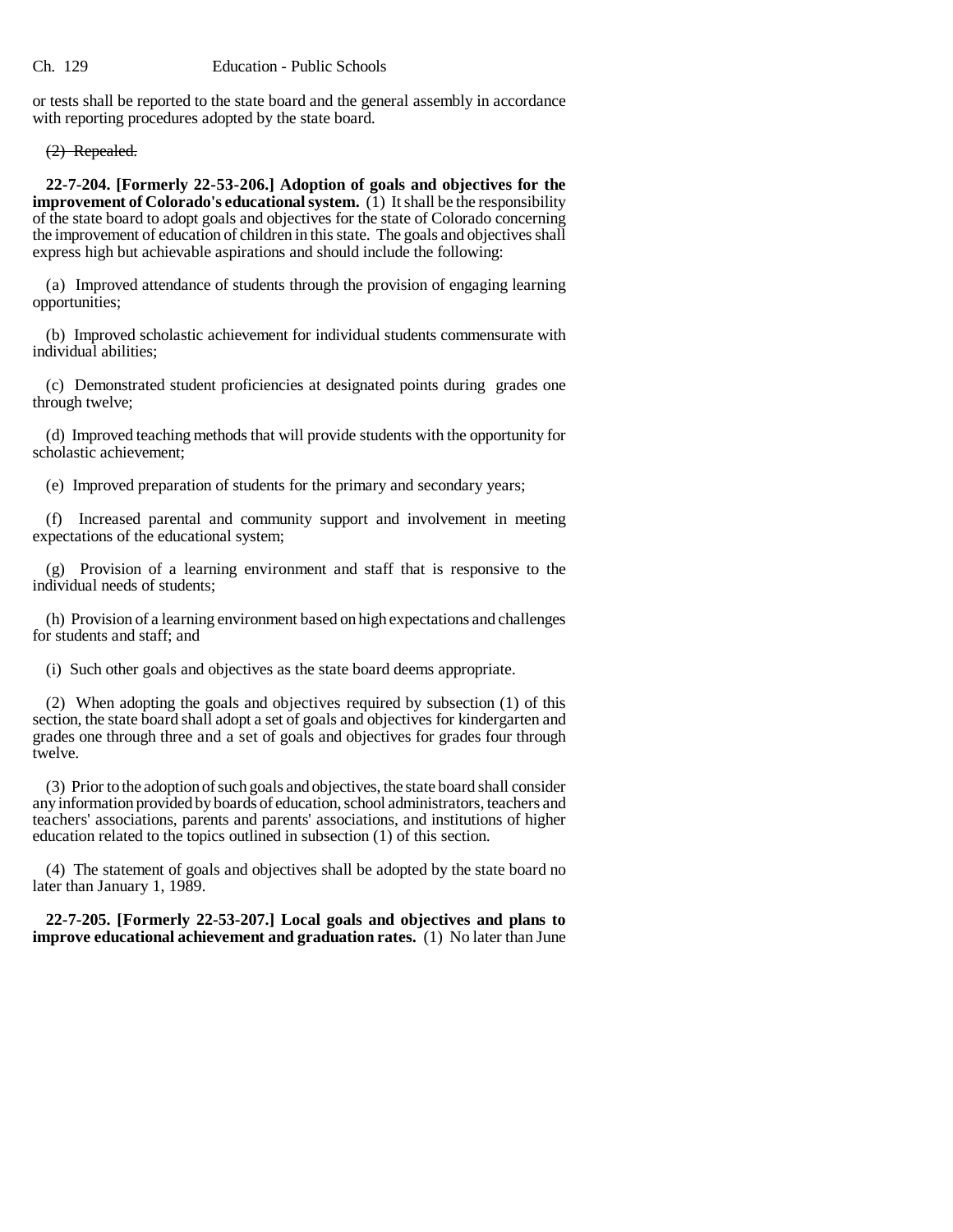or tests shall be reported to the state board and the general assembly in accordance with reporting procedures adopted by the state board.

~~(2) Repealed.~~

**22-7-204. [Formerly 22-53-206.] Adoption of goals and objectives for the improvement of Colorado's educational system.** (1) It shall be the responsibility of the state board to adopt goals and objectives for the state of Colorado concerning the improvement of education of children in this state. The goals and objectives shall express high but achievable aspirations and should include the following:

(a) Improved attendance of students through the provision of engaging learning opportunities;

(b) Improved scholastic achievement for individual students commensurate with individual abilities;

(c) Demonstrated student proficiencies at designated points during grades one through twelve;

(d) Improved teaching methods that will provide students with the opportunity for scholastic achievement;

(e) Improved preparation of students for the primary and secondary years;

(f) Increased parental and community support and involvement in meeting expectations of the educational system;

(g) Provision of a learning environment and staff that is responsive to the individual needs of students;

(h) Provision of a learning environment based on high expectations and challenges for students and staff; and

(i) Such other goals and objectives as the state board deems appropriate.

(2) When adopting the goals and objectives required by subsection (1) of this section, the state board shall adopt a set of goals and objectives for kindergarten and grades one through three and a set of goals and objectives for grades four through twelve.

(3) Prior to the adoption of such goals and objectives, the state board shall consider any information provided by boards of education, school administrators, teachers and teachers' associations, parents and parents' associations, and institutions of higher education related to the topics outlined in subsection (1) of this section.

(4) The statement of goals and objectives shall be adopted by the state board no later than January 1, 1989.

**22-7-205. [Formerly 22-53-207.] Local goals and objectives and plans to improve educational achievement and graduation rates.** (1) No later than June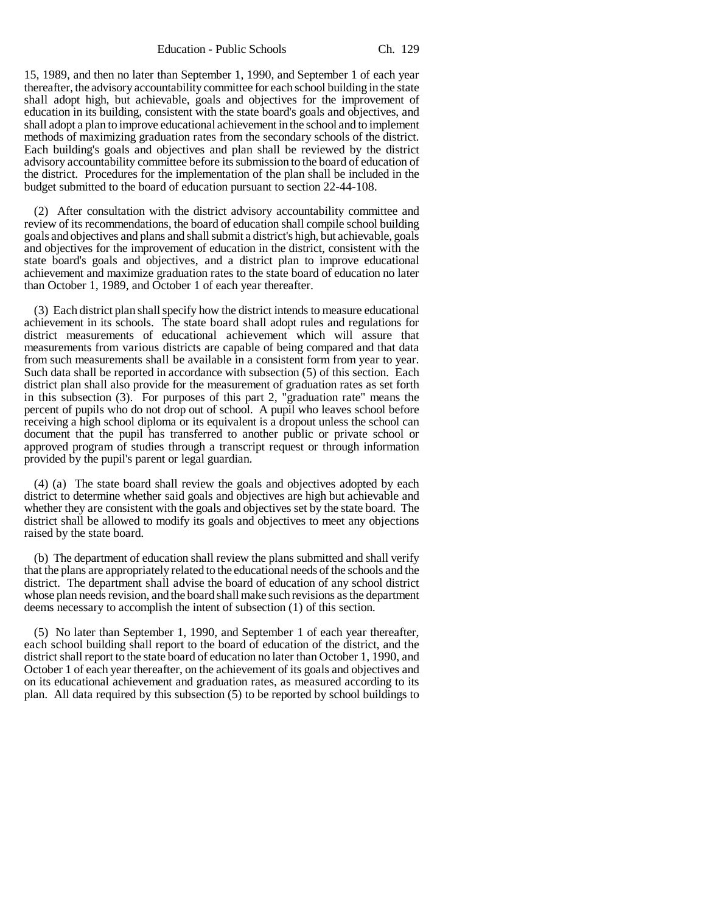15, 1989, and then no later than September 1, 1990, and September 1 of each year thereafter, the advisory accountability committee for each school building in the state shall adopt high, but achievable, goals and objectives for the improvement of education in its building, consistent with the state board's goals and objectives, and shall adopt a plan to improve educational achievement in the school and to implement methods of maximizing graduation rates from the secondary schools of the district. Each building's goals and objectives and plan shall be reviewed by the district advisory accountability committee before its submission to the board of education of the district. Procedures for the implementation of the plan shall be included in the budget submitted to the board of education pursuant to section 22-44-108.

(2) After consultation with the district advisory accountability committee and review of its recommendations, the board of education shall compile school building goals and objectives and plans and shall submit a district's high, but achievable, goals and objectives for the improvement of education in the district, consistent with the state board's goals and objectives, and a district plan to improve educational achievement and maximize graduation rates to the state board of education no later than October 1, 1989, and October 1 of each year thereafter.

(3) Each district plan shall specify how the district intends to measure educational achievement in its schools. The state board shall adopt rules and regulations for district measurements of educational achievement which will assure that measurements from various districts are capable of being compared and that data from such measurements shall be available in a consistent form from year to year. Such data shall be reported in accordance with subsection (5) of this section. Each district plan shall also provide for the measurement of graduation rates as set forth in this subsection (3). For purposes of this part 2, "graduation rate" means the percent of pupils who do not drop out of school. A pupil who leaves school before receiving a high school diploma or its equivalent is a dropout unless the school can document that the pupil has transferred to another public or private school or approved program of studies through a transcript request or through information provided by the pupil's parent or legal guardian.

(4) (a) The state board shall review the goals and objectives adopted by each district to determine whether said goals and objectives are high but achievable and whether they are consistent with the goals and objectives set by the state board. The district shall be allowed to modify its goals and objectives to meet any objections raised by the state board.

(b) The department of education shall review the plans submitted and shall verify that the plans are appropriately related to the educational needs of the schools and the district. The department shall advise the board of education of any school district whose plan needs revision, and the board shall make such revisions as the department deems necessary to accomplish the intent of subsection (1) of this section.

(5) No later than September 1, 1990, and September 1 of each year thereafter, each school building shall report to the board of education of the district, and the district shall report to the state board of education no later than October 1, 1990, and October 1 of each year thereafter, on the achievement of its goals and objectives and on its educational achievement and graduation rates, as measured according to its plan. All data required by this subsection (5) to be reported by school buildings to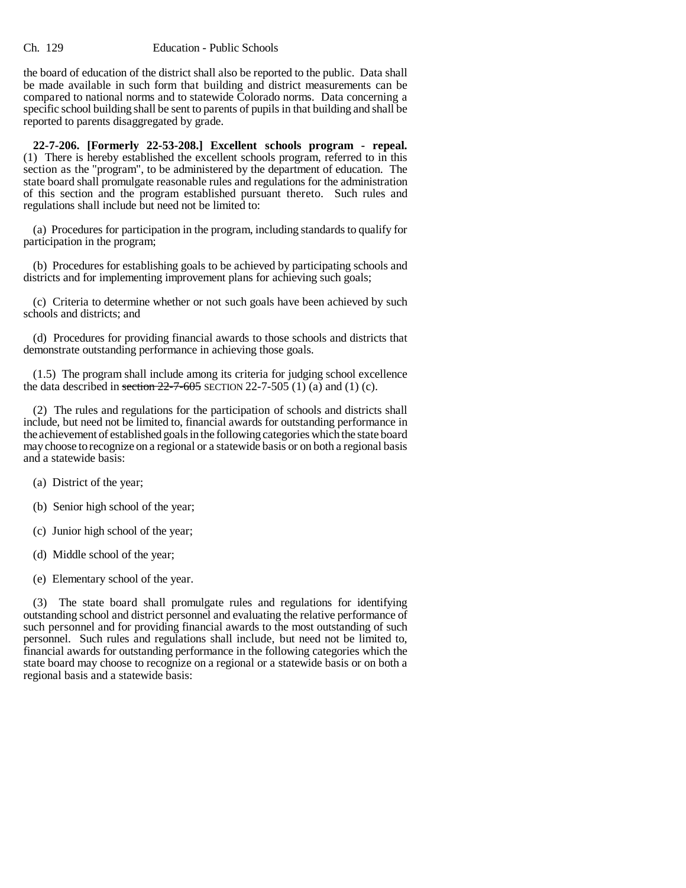the board of education of the district shall also be reported to the public. Data shall be made available in such form that building and district measurements can be compared to national norms and to statewide Colorado norms. Data concerning a specific school building shall be sent to parents of pupils in that building and shall be reported to parents disaggregated by grade.

**22-7-206. [Formerly 22-53-208.] Excellent schools program - repeal.** (1) There is hereby established the excellent schools program, referred to in this section as the "program", to be administered by the department of education. The state board shall promulgate reasonable rules and regulations for the administration of this section and the program established pursuant thereto. Such rules and regulations shall include but need not be limited to:

(a) Procedures for participation in the program, including standards to qualify for participation in the program;

(b) Procedures for establishing goals to be achieved by participating schools and districts and for implementing improvement plans for achieving such goals;

(c) Criteria to determine whether or not such goals have been achieved by such schools and districts; and

(d) Procedures for providing financial awards to those schools and districts that demonstrate outstanding performance in achieving those goals.

(1.5) The program shall include among its criteria for judging school excellence the data described in ~~section 22-7-605~~ SECTION 22-7-505 (1) (a) and (1) (c).

(2) The rules and regulations for the participation of schools and districts shall include, but need not be limited to, financial awards for outstanding performance in the achievement of established goals in the following categories which the state board may choose to recognize on a regional or a statewide basis or on both a regional basis and a statewide basis:

(a) District of the year;

(b) Senior high school of the year;

(c) Junior high school of the year;

(d) Middle school of the year;

(e) Elementary school of the year.

(3) The state board shall promulgate rules and regulations for identifying outstanding school and district personnel and evaluating the relative performance of such personnel and for providing financial awards to the most outstanding of such personnel. Such rules and regulations shall include, but need not be limited to, financial awards for outstanding performance in the following categories which the state board may choose to recognize on a regional or a statewide basis or on both a regional basis and a statewide basis: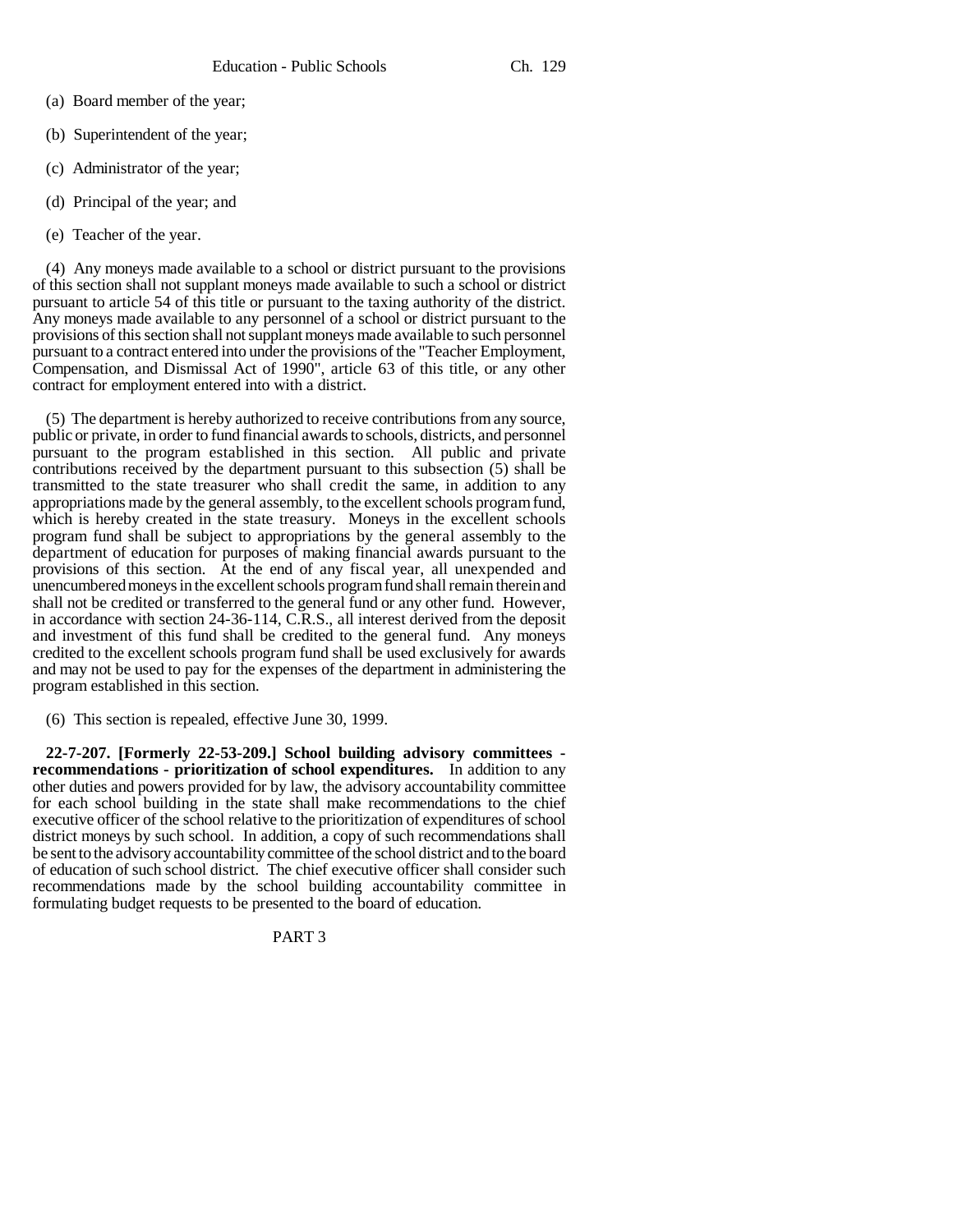(a) Board member of the year;

(b) Superintendent of the year;

(c) Administrator of the year;

(d) Principal of the year; and

(e) Teacher of the year.

(4) Any moneys made available to a school or district pursuant to the provisions of this section shall not supplant moneys made available to such a school or district pursuant to article 54 of this title or pursuant to the taxing authority of the district. Any moneys made available to any personnel of a school or district pursuant to the provisions of this section shall not supplant moneys made available to such personnel pursuant to a contract entered into under the provisions of the "Teacher Employment, Compensation, and Dismissal Act of 1990", article 63 of this title, or any other contract for employment entered into with a district.

(5) The department is hereby authorized to receive contributions from any source, public or private, in order to fund financial awards to schools, districts, and personnel pursuant to the program established in this section. All public and private contributions received by the department pursuant to this subsection (5) shall be transmitted to the state treasurer who shall credit the same, in addition to any appropriations made by the general assembly, to the excellent schools program fund, which is hereby created in the state treasury. Moneys in the excellent schools program fund shall be subject to appropriations by the general assembly to the department of education for purposes of making financial awards pursuant to the provisions of this section. At the end of any fiscal year, all unexpended and unencumbered moneys in the excellent schools program fund shall remain therein and shall not be credited or transferred to the general fund or any other fund. However, in accordance with section 24-36-114, C.R.S., all interest derived from the deposit and investment of this fund shall be credited to the general fund. Any moneys credited to the excellent schools program fund shall be used exclusively for awards and may not be used to pay for the expenses of the department in administering the program established in this section.

(6) This section is repealed, effective June 30, 1999.

**22-7-207. [Formerly 22-53-209.] School building advisory committees - recommendations - prioritization of school expenditures.** In addition to any other duties and powers provided for by law, the advisory accountability committee for each school building in the state shall make recommendations to the chief executive officer of the school relative to the prioritization of expenditures of school district moneys by such school. In addition, a copy of such recommendations shall be sent to the advisory accountability committee of the school district and to the board of education of such school district. The chief executive officer shall consider such recommendations made by the school building accountability committee in formulating budget requests to be presented to the board of education.

PART 3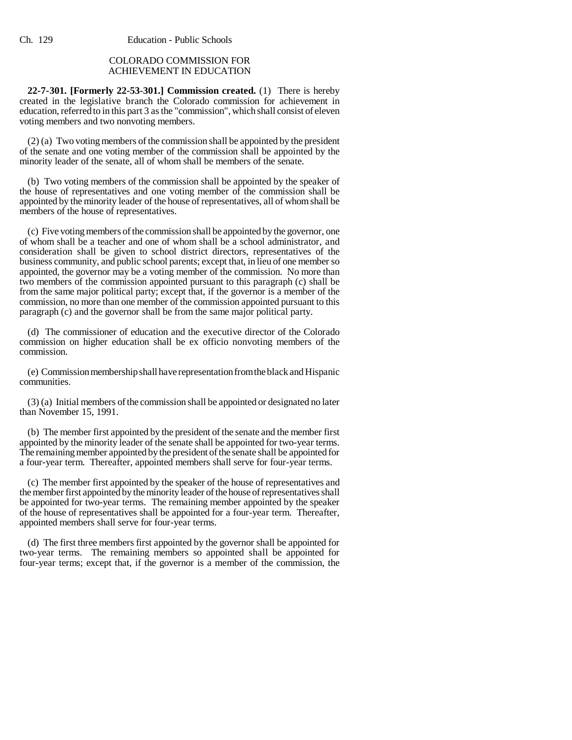## COLORADO COMMISSION FOR ACHIEVEMENT IN EDUCATION

**22-7-301. [Formerly 22-53-301.] Commission created.** (1) There is hereby created in the legislative branch the Colorado commission for achievement in education, referred to in this part 3 as the "commission", which shall consist of eleven voting members and two nonvoting members.

(2) (a) Two voting members of the commission shall be appointed by the president of the senate and one voting member of the commission shall be appointed by the minority leader of the senate, all of whom shall be members of the senate.

(b) Two voting members of the commission shall be appointed by the speaker of the house of representatives and one voting member of the commission shall be appointed by the minority leader of the house of representatives, all of whom shall be members of the house of representatives.

(c) Five voting members of the commission shall be appointed by the governor, one of whom shall be a teacher and one of whom shall be a school administrator, and consideration shall be given to school district directors, representatives of the business community, and public school parents; except that, in lieu of one member so appointed, the governor may be a voting member of the commission. No more than two members of the commission appointed pursuant to this paragraph (c) shall be from the same major political party; except that, if the governor is a member of the commission, no more than one member of the commission appointed pursuant to this paragraph (c) and the governor shall be from the same major political party.

(d) The commissioner of education and the executive director of the Colorado commission on higher education shall be ex officio nonvoting members of the commission.

(e) Commission membership shall have representation from the black and Hispanic communities.

(3) (a) Initial members of the commission shall be appointed or designated no later than November 15, 1991.

(b) The member first appointed by the president of the senate and the member first appointed by the minority leader of the senate shall be appointed for two-year terms. The remaining member appointed by the president of the senate shall be appointed for a four-year term. Thereafter, appointed members shall serve for four-year terms.

(c) The member first appointed by the speaker of the house of representatives and the member first appointed by the minority leader of the house of representatives shall be appointed for two-year terms. The remaining member appointed by the speaker of the house of representatives shall be appointed for a four-year term. Thereafter, appointed members shall serve for four-year terms.

(d) The first three members first appointed by the governor shall be appointed for two-year terms. The remaining members so appointed shall be appointed for four-year terms; except that, if the governor is a member of the commission, the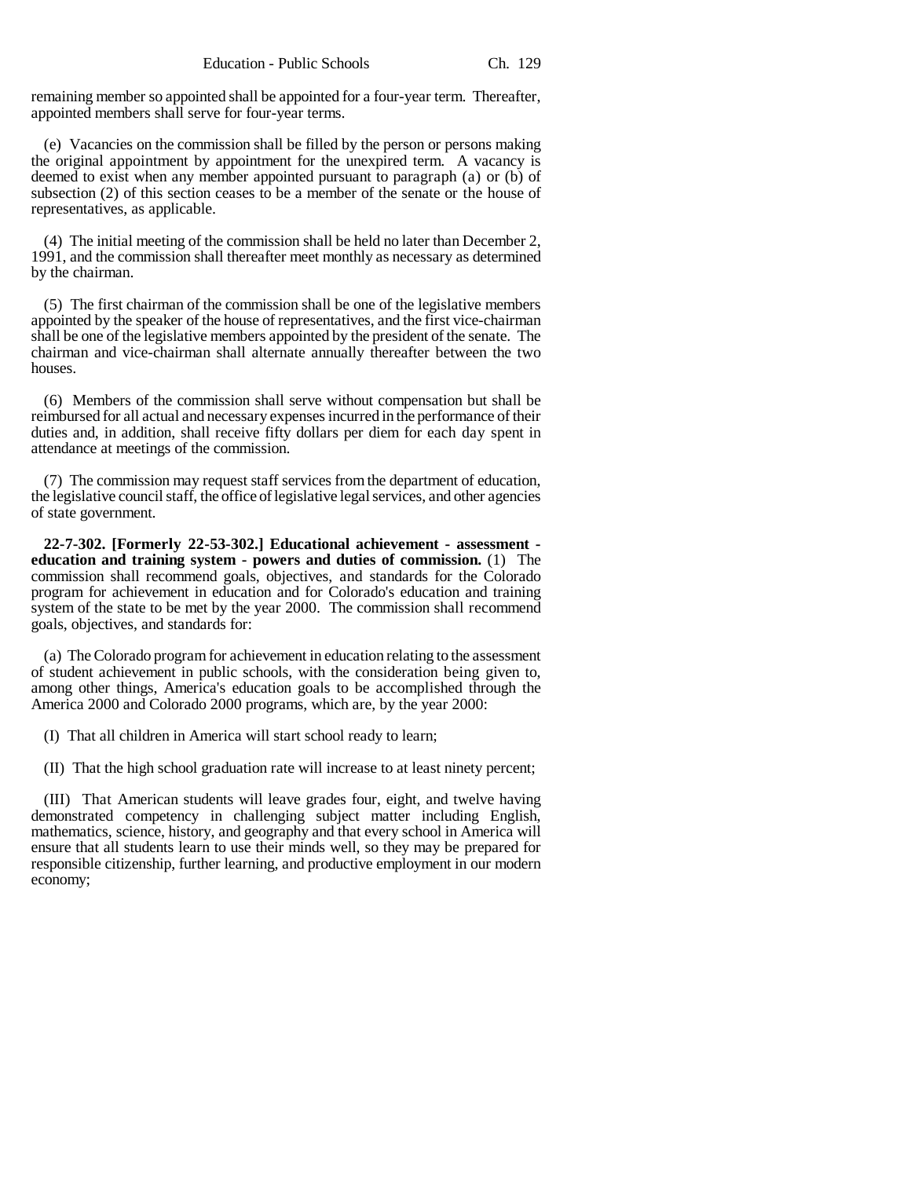remaining member so appointed shall be appointed for a four-year term. Thereafter, appointed members shall serve for four-year terms.

(e) Vacancies on the commission shall be filled by the person or persons making the original appointment by appointment for the unexpired term. A vacancy is deemed to exist when any member appointed pursuant to paragraph (a) or (b) of subsection (2) of this section ceases to be a member of the senate or the house of representatives, as applicable.

(4) The initial meeting of the commission shall be held no later than December 2, 1991, and the commission shall thereafter meet monthly as necessary as determined by the chairman.

(5) The first chairman of the commission shall be one of the legislative members appointed by the speaker of the house of representatives, and the first vice-chairman shall be one of the legislative members appointed by the president of the senate. The chairman and vice-chairman shall alternate annually thereafter between the two houses.

(6) Members of the commission shall serve without compensation but shall be reimbursed for all actual and necessary expenses incurred in the performance of their duties and, in addition, shall receive fifty dollars per diem for each day spent in attendance at meetings of the commission.

(7) The commission may request staff services from the department of education, the legislative council staff, the office of legislative legal services, and other agencies of state government.

**22-7-302. [Formerly 22-53-302.] Educational achievement - assessment - education and training system - powers and duties of commission.** (1) The commission shall recommend goals, objectives, and standards for the Colorado program for achievement in education and for Colorado's education and training system of the state to be met by the year 2000. The commission shall recommend goals, objectives, and standards for:

(a) The Colorado program for achievement in education relating to the assessment of student achievement in public schools, with the consideration being given to, among other things, America's education goals to be accomplished through the America 2000 and Colorado 2000 programs, which are, by the year 2000:

(I) That all children in America will start school ready to learn;

(II) That the high school graduation rate will increase to at least ninety percent;

(III) That American students will leave grades four, eight, and twelve having demonstrated competency in challenging subject matter including English, mathematics, science, history, and geography and that every school in America will ensure that all students learn to use their minds well, so they may be prepared for responsible citizenship, further learning, and productive employment in our modern economy;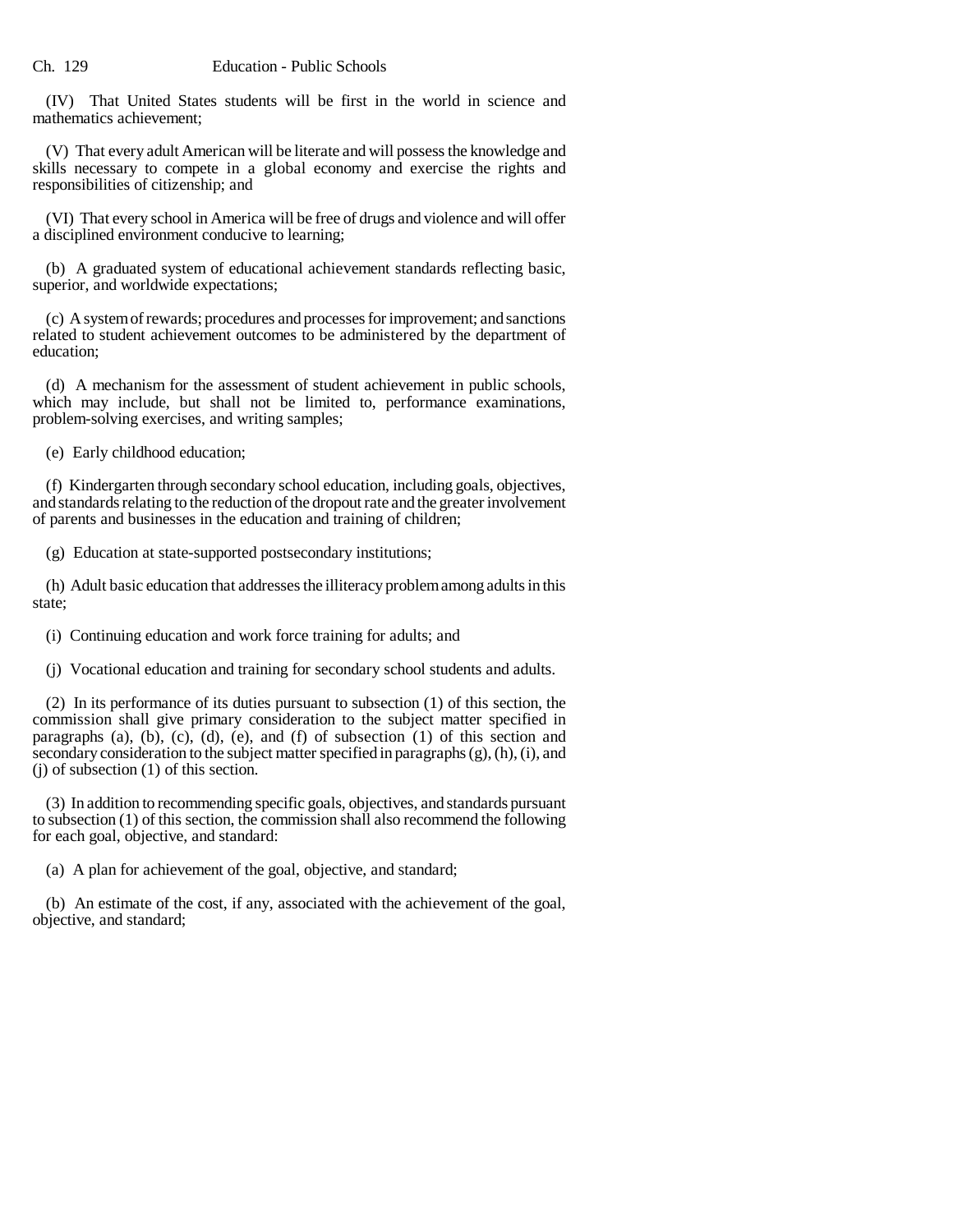(IV) That United States students will be first in the world in science and mathematics achievement;

(V) That every adult American will be literate and will possess the knowledge and skills necessary to compete in a global economy and exercise the rights and responsibilities of citizenship; and

(VI) That every school in America will be free of drugs and violence and will offer a disciplined environment conducive to learning;

(b) A graduated system of educational achievement standards reflecting basic, superior, and worldwide expectations;

(c) A system of rewards; procedures and processes for improvement; and sanctions related to student achievement outcomes to be administered by the department of education;

(d) A mechanism for the assessment of student achievement in public schools, which may include, but shall not be limited to, performance examinations, problem-solving exercises, and writing samples;

(e) Early childhood education;

(f) Kindergarten through secondary school education, including goals, objectives, and standards relating to the reduction of the dropout rate and the greater involvement of parents and businesses in the education and training of children;

(g) Education at state-supported postsecondary institutions;

(h) Adult basic education that addresses the illiteracy problem among adults in this state;

(i) Continuing education and work force training for adults; and

(j) Vocational education and training for secondary school students and adults.

(2) In its performance of its duties pursuant to subsection (1) of this section, the commission shall give primary consideration to the subject matter specified in paragraphs (a), (b), (c), (d), (e), and (f) of subsection (1) of this section and secondary consideration to the subject matter specified in paragraphs (g), (h), (i), and (j) of subsection (1) of this section.

(3) In addition to recommending specific goals, objectives, and standards pursuant to subsection (1) of this section, the commission shall also recommend the following for each goal, objective, and standard:

(a) A plan for achievement of the goal, objective, and standard;

(b) An estimate of the cost, if any, associated with the achievement of the goal, objective, and standard;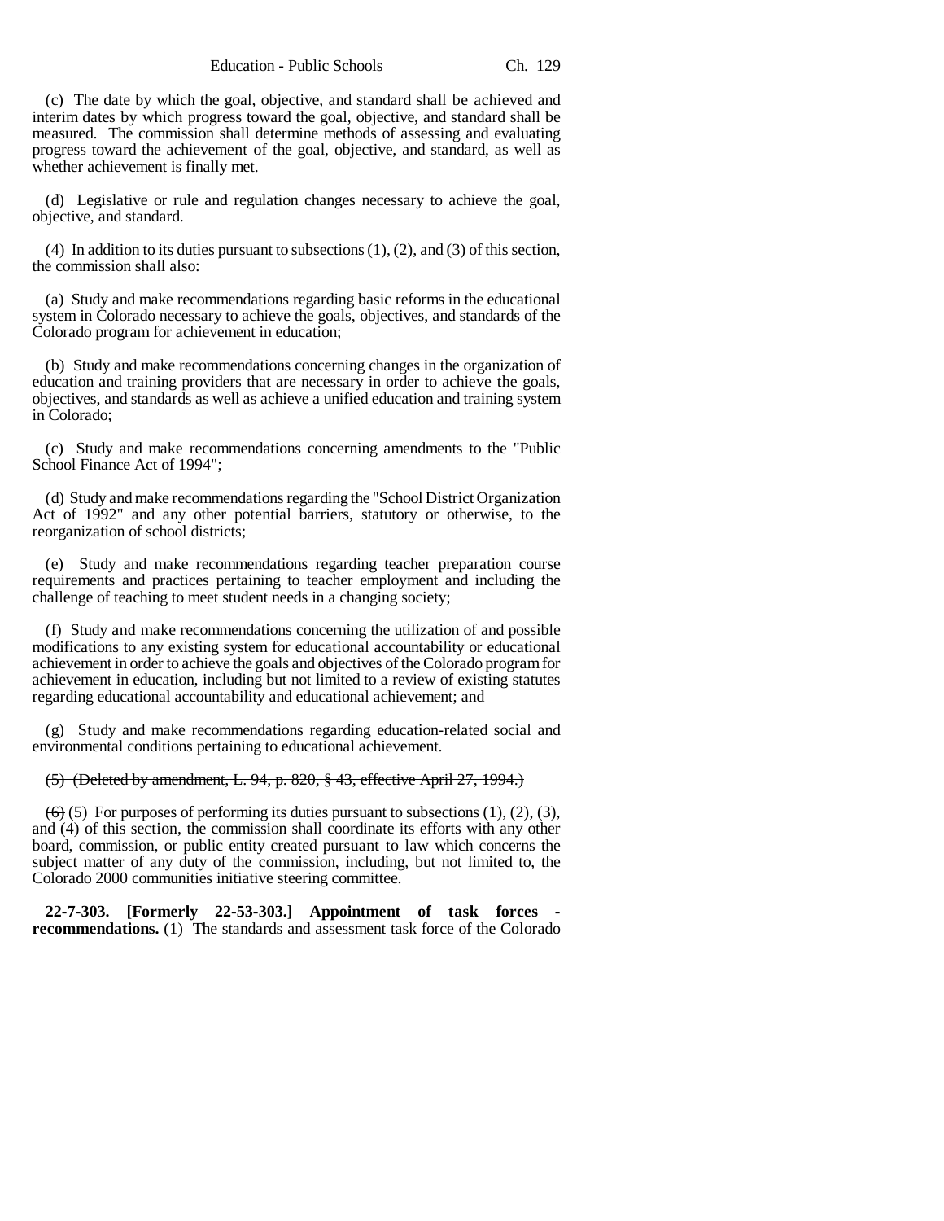(c) The date by which the goal, objective, and standard shall be achieved and interim dates by which progress toward the goal, objective, and standard shall be measured. The commission shall determine methods of assessing and evaluating progress toward the achievement of the goal, objective, and standard, as well as whether achievement is finally met.

(d) Legislative or rule and regulation changes necessary to achieve the goal, objective, and standard.

(4) In addition to its duties pursuant to subsections (1), (2), and (3) of this section, the commission shall also:

(a) Study and make recommendations regarding basic reforms in the educational system in Colorado necessary to achieve the goals, objectives, and standards of the Colorado program for achievement in education;

(b) Study and make recommendations concerning changes in the organization of education and training providers that are necessary in order to achieve the goals, objectives, and standards as well as achieve a unified education and training system in Colorado;

(c) Study and make recommendations concerning amendments to the "Public School Finance Act of 1994";

(d) Study and make recommendations regarding the "School District Organization Act of 1992" and any other potential barriers, statutory or otherwise, to the reorganization of school districts;

(e) Study and make recommendations regarding teacher preparation course requirements and practices pertaining to teacher employment and including the challenge of teaching to meet student needs in a changing society;

(f) Study and make recommendations concerning the utilization of and possible modifications to any existing system for educational accountability or educational achievement in order to achieve the goals and objectives of the Colorado program for achievement in education, including but not limited to a review of existing statutes regarding educational accountability and educational achievement; and

(g) Study and make recommendations regarding education-related social and environmental conditions pertaining to educational achievement.

~~(5) (Deleted by amendment, L. 94, p. 820, § 43, effective April 27, 1994.)~~

~~(6)~~ (5) For purposes of performing its duties pursuant to subsections (1), (2), (3), and (4) of this section, the commission shall coordinate its efforts with any other board, commission, or public entity created pursuant to law which concerns the subject matter of any duty of the commission, including, but not limited to, the Colorado 2000 communities initiative steering committee.

**22-7-303. [Formerly 22-53-303.] Appointment of task forces - recommendations.** (1) The standards and assessment task force of the Colorado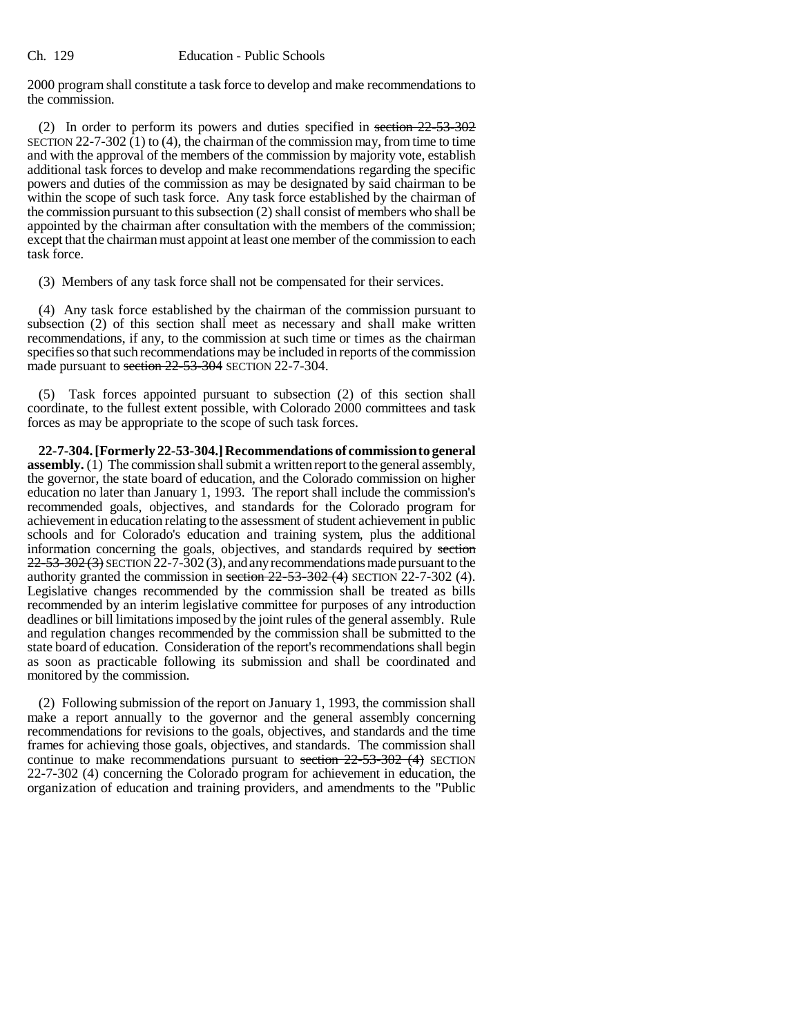2000 program shall constitute a task force to develop and make recommendations to the commission.

(2) In order to perform its powers and duties specified in ~~section 22-53-302~~ SECTION 22-7-302 (1) to (4), the chairman of the commission may, from time to time and with the approval of the members of the commission by majority vote, establish additional task forces to develop and make recommendations regarding the specific powers and duties of the commission as may be designated by said chairman to be within the scope of such task force. Any task force established by the chairman of the commission pursuant to this subsection (2) shall consist of members who shall be appointed by the chairman after consultation with the members of the commission; except that the chairman must appoint at least one member of the commission to each task force.

(3) Members of any task force shall not be compensated for their services.

(4) Any task force established by the chairman of the commission pursuant to subsection (2) of this section shall meet as necessary and shall make written recommendations, if any, to the commission at such time or times as the chairman specifies so that such recommendations may be included in reports of the commission made pursuant to ~~section 22-53-304~~ SECTION 22-7-304.

(5) Task forces appointed pursuant to subsection (2) of this section shall coordinate, to the fullest extent possible, with Colorado 2000 committees and task forces as may be appropriate to the scope of such task forces.

**22-7-304. [Formerly 22-53-304.] Recommendations of commission to general assembly.** (1) The commission shall submit a written report to the general assembly, the governor, the state board of education, and the Colorado commission on higher education no later than January 1, 1993. The report shall include the commission's recommended goals, objectives, and standards for the Colorado program for achievement in education relating to the assessment of student achievement in public schools and for Colorado's education and training system, plus the additional information concerning the goals, objectives, and standards required by ~~section 22-53-302 (3)~~ SECTION 22-7-302 (3), and any recommendations made pursuant to the authority granted the commission in ~~section 22-53-302 (4)~~ SECTION 22-7-302 (4). Legislative changes recommended by the commission shall be treated as bills recommended by an interim legislative committee for purposes of any introduction deadlines or bill limitations imposed by the joint rules of the general assembly. Rule and regulation changes recommended by the commission shall be submitted to the state board of education. Consideration of the report's recommendations shall begin as soon as practicable following its submission and shall be coordinated and monitored by the commission.

(2) Following submission of the report on January 1, 1993, the commission shall make a report annually to the governor and the general assembly concerning recommendations for revisions to the goals, objectives, and standards and the time frames for achieving those goals, objectives, and standards. The commission shall continue to make recommendations pursuant to ~~section 22-53-302 (4)~~ SECTION 22-7-302 (4) concerning the Colorado program for achievement in education, the organization of education and training providers, and amendments to the "Public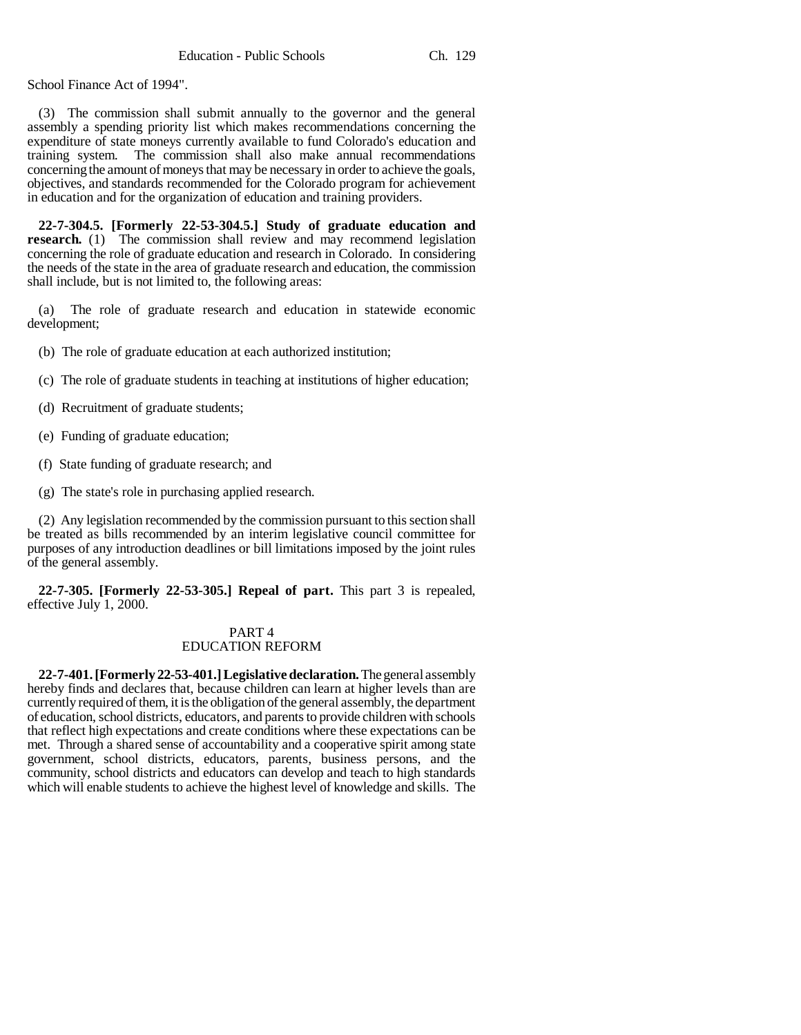School Finance Act of 1994".

(3) The commission shall submit annually to the governor and the general assembly a spending priority list which makes recommendations concerning the expenditure of state moneys currently available to fund Colorado's education and training system. The commission shall also make annual recommendations concerning the amount of moneys that may be necessary in order to achieve the goals, objectives, and standards recommended for the Colorado program for achievement in education and for the organization of education and training providers.

**22-7-304.5. [Formerly 22-53-304.5.] Study of graduate education and research.** (1) The commission shall review and may recommend legislation concerning the role of graduate education and research in Colorado. In considering the needs of the state in the area of graduate research and education, the commission shall include, but is not limited to, the following areas:

(a) The role of graduate research and education in statewide economic development;

(b) The role of graduate education at each authorized institution;

(c) The role of graduate students in teaching at institutions of higher education;

(d) Recruitment of graduate students;

(e) Funding of graduate education;

(f) State funding of graduate research; and

(g) The state's role in purchasing applied research.

(2) Any legislation recommended by the commission pursuant to this section shall be treated as bills recommended by an interim legislative council committee for purposes of any introduction deadlines or bill limitations imposed by the joint rules of the general assembly.

**22-7-305. [Formerly 22-53-305.] Repeal of part.** This part 3 is repealed, effective July 1, 2000.

PART 4
EDUCATION REFORM

**22-7-401. [Formerly 22-53-401.] Legislative declaration.** The general assembly hereby finds and declares that, because children can learn at higher levels than are currently required of them, it is the obligation of the general assembly, the department of education, school districts, educators, and parents to provide children with schools that reflect high expectations and create conditions where these expectations can be met. Through a shared sense of accountability and a cooperative spirit among state government, school districts, educators, parents, business persons, and the community, school districts and educators can develop and teach to high standards which will enable students to achieve the highest level of knowledge and skills. The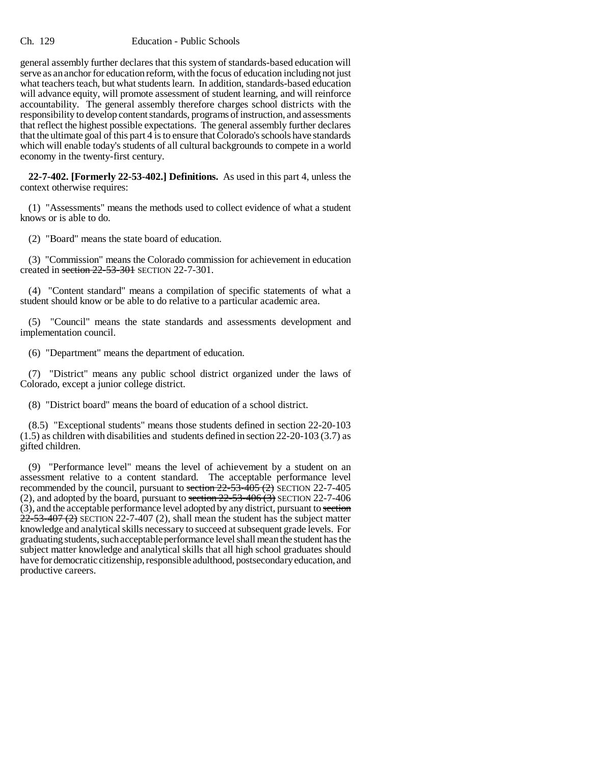general assembly further declares that this system of standards-based education will serve as an anchor for education reform, with the focus of education including not just what teachers teach, but what students learn. In addition, standards-based education will advance equity, will promote assessment of student learning, and will reinforce accountability. The general assembly therefore charges school districts with the responsibility to develop content standards, programs of instruction, and assessments that reflect the highest possible expectations. The general assembly further declares that the ultimate goal of this part 4 is to ensure that Colorado's schools have standards which will enable today's students of all cultural backgrounds to compete in a world economy in the twenty-first century.

**22-7-402. [Formerly 22-53-402.] Definitions.** As used in this part 4, unless the context otherwise requires:

(1) "Assessments" means the methods used to collect evidence of what a student knows or is able to do.

(2) "Board" means the state board of education.

(3) "Commission" means the Colorado commission for achievement in education created in ~~section 22-53-301~~ SECTION 22-7-301.

(4) "Content standard" means a compilation of specific statements of what a student should know or be able to do relative to a particular academic area.

(5) "Council" means the state standards and assessments development and implementation council.

(6) "Department" means the department of education.

(7) "District" means any public school district organized under the laws of Colorado, except a junior college district.

(8) "District board" means the board of education of a school district.

(8.5) "Exceptional students" means those students defined in section 22-20-103 (1.5) as children with disabilities and students defined in section 22-20-103 (3.7) as gifted children.

(9) "Performance level" means the level of achievement by a student on an assessment relative to a content standard. The acceptable performance level recommended by the council, pursuant to ~~section 22-53-405 (2)~~ SECTION 22-7-405 (2), and adopted by the board, pursuant to ~~section 22-53-406 (3)~~ SECTION 22-7-406 (3), and the acceptable performance level adopted by any district, pursuant to ~~section 22-53-407 (2)~~ SECTION 22-7-407 (2), shall mean the student has the subject matter knowledge and analytical skills necessary to succeed at subsequent grade levels. For graduating students, such acceptable performance level shall mean the student has the subject matter knowledge and analytical skills that all high school graduates should have for democratic citizenship, responsible adulthood, postsecondary education, and productive careers.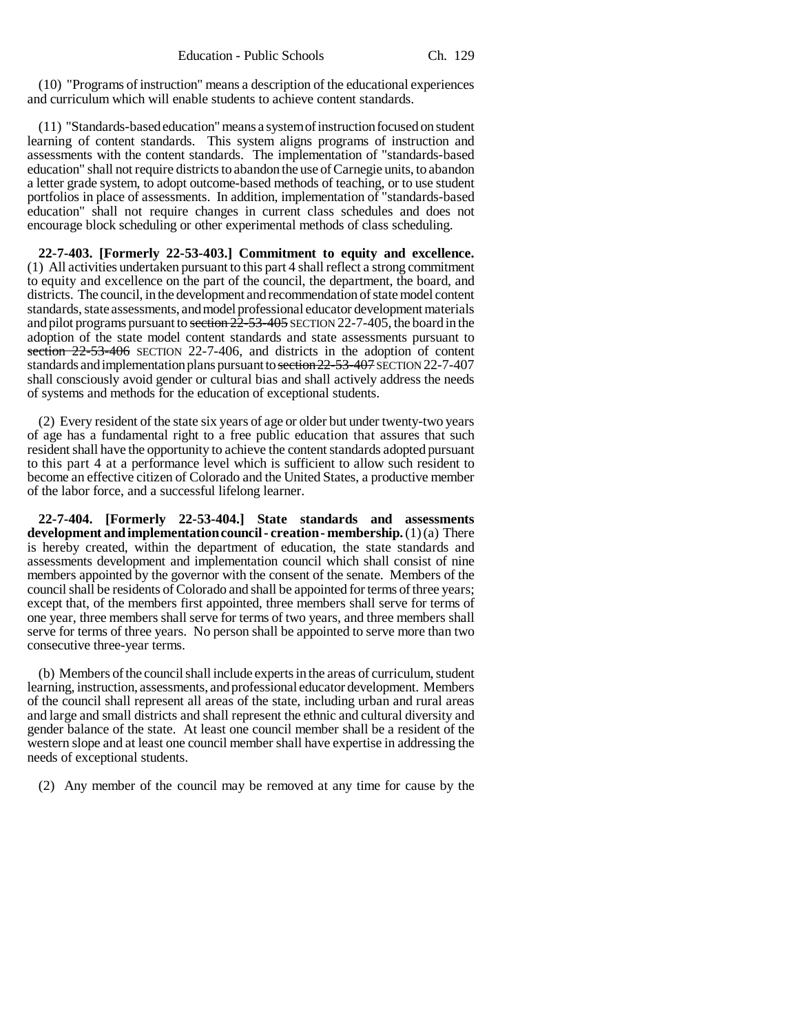(10) "Programs of instruction" means a description of the educational experiences and curriculum which will enable students to achieve content standards.

(11) "Standards-based education" means a system of instruction focused on student learning of content standards. This system aligns programs of instruction and assessments with the content standards. The implementation of "standards-based education" shall not require districts to abandon the use of Carnegie units, to abandon a letter grade system, to adopt outcome-based methods of teaching, or to use student portfolios in place of assessments. In addition, implementation of "standards-based education" shall not require changes in current class schedules and does not encourage block scheduling or other experimental methods of class scheduling.

**22-7-403. [Formerly 22-53-403.] Commitment to equity and excellence.** (1) All activities undertaken pursuant to this part 4 shall reflect a strong commitment to equity and excellence on the part of the council, the department, the board, and districts. The council, in the development and recommendation of state model content standards, state assessments, and model professional educator development materials and pilot programs pursuant to ~~section 22-53-405~~ SECTION 22-7-405, the board in the adoption of the state model content standards and state assessments pursuant to ~~section 22-53-406~~ SECTION 22-7-406, and districts in the adoption of content standards and implementation plans pursuant to ~~section 22-53-407~~ SECTION 22-7-407 shall consciously avoid gender or cultural bias and shall actively address the needs of systems and methods for the education of exceptional students.

(2) Every resident of the state six years of age or older but under twenty-two years of age has a fundamental right to a free public education that assures that such resident shall have the opportunity to achieve the content standards adopted pursuant to this part 4 at a performance level which is sufficient to allow such resident to become an effective citizen of Colorado and the United States, a productive member of the labor force, and a successful lifelong learner.

**22-7-404. [Formerly 22-53-404.] State standards and assessments development and implementation council - creation - membership.** (1) (a) There is hereby created, within the department of education, the state standards and assessments development and implementation council which shall consist of nine members appointed by the governor with the consent of the senate. Members of the council shall be residents of Colorado and shall be appointed for terms of three years; except that, of the members first appointed, three members shall serve for terms of one year, three members shall serve for terms of two years, and three members shall serve for terms of three years. No person shall be appointed to serve more than two consecutive three-year terms.

(b) Members of the council shall include experts in the areas of curriculum, student learning, instruction, assessments, and professional educator development. Members of the council shall represent all areas of the state, including urban and rural areas and large and small districts and shall represent the ethnic and cultural diversity and gender balance of the state. At least one council member shall be a resident of the western slope and at least one council member shall have expertise in addressing the needs of exceptional students.

(2) Any member of the council may be removed at any time for cause by the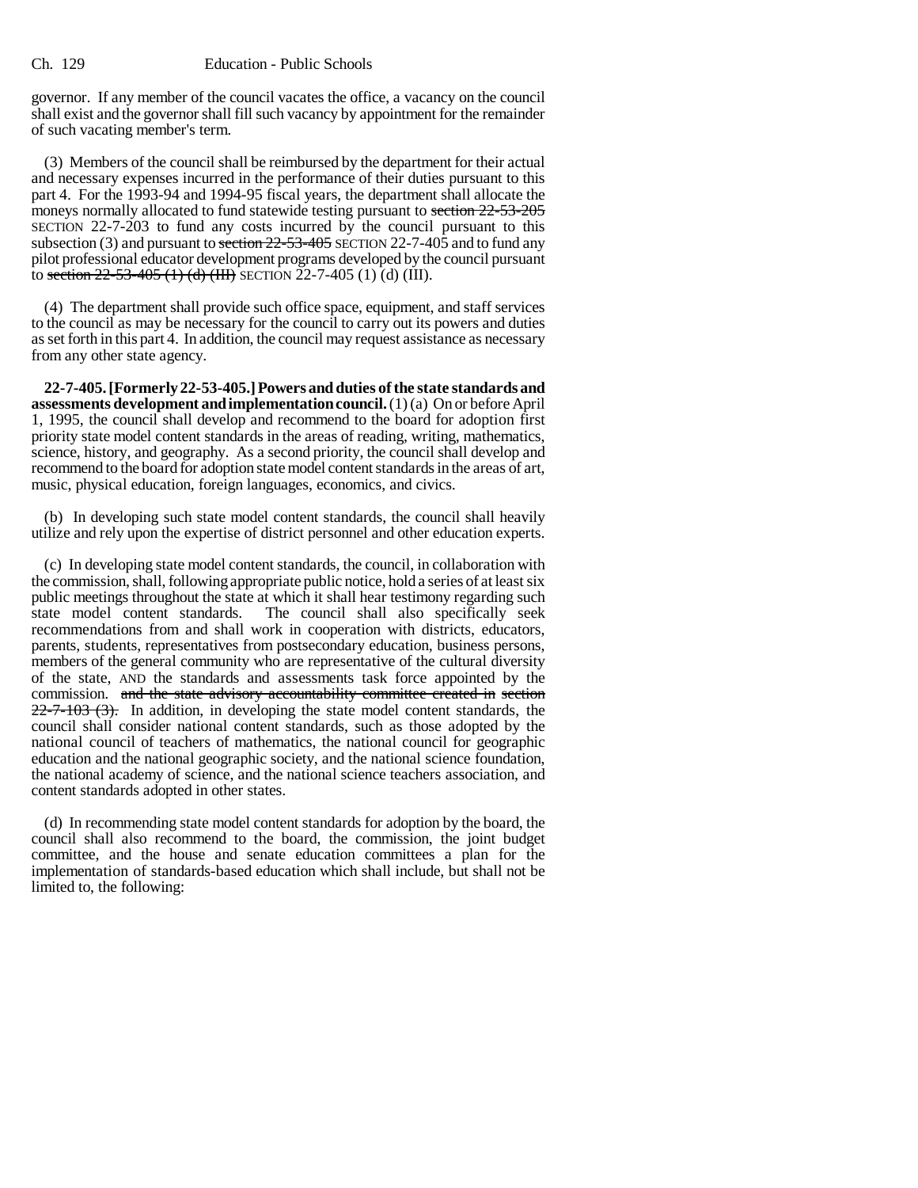governor. If any member of the council vacates the office, a vacancy on the council shall exist and the governor shall fill such vacancy by appointment for the remainder of such vacating member's term.

(3) Members of the council shall be reimbursed by the department for their actual and necessary expenses incurred in the performance of their duties pursuant to this part 4. For the 1993-94 and 1994-95 fiscal years, the department shall allocate the moneys normally allocated to fund statewide testing pursuant to ~~section 22-53-205~~ SECTION 22-7-203 to fund any costs incurred by the council pursuant to this subsection (3) and pursuant to ~~section 22-53-405~~ SECTION 22-7-405 and to fund any pilot professional educator development programs developed by the council pursuant to ~~section 22-53-405 (1) (d) (III)~~ SECTION 22-7-405 (1) (d) (III).

(4) The department shall provide such office space, equipment, and staff services to the council as may be necessary for the council to carry out its powers and duties as set forth in this part 4. In addition, the council may request assistance as necessary from any other state agency.

**22-7-405. [Formerly 22-53-405.] Powers and duties of the state standards and assessments development and implementation council.** (1) (a) On or before April 1, 1995, the council shall develop and recommend to the board for adoption first priority state model content standards in the areas of reading, writing, mathematics, science, history, and geography. As a second priority, the council shall develop and recommend to the board for adoption state model content standards in the areas of art, music, physical education, foreign languages, economics, and civics.

(b) In developing such state model content standards, the council shall heavily utilize and rely upon the expertise of district personnel and other education experts.

(c) In developing state model content standards, the council, in collaboration with the commission, shall, following appropriate public notice, hold a series of at least six public meetings throughout the state at which it shall hear testimony regarding such state model content standards. The council shall also specifically seek recommendations from and shall work in cooperation with districts, educators, parents, students, representatives from postsecondary education, business persons, members of the general community who are representative of the cultural diversity of the state, AND the standards and assessments task force appointed by the commission. ~~and the state advisory accountability committee created in section 22-7-103 (3).~~ In addition, in developing the state model content standards, the council shall consider national content standards, such as those adopted by the national council of teachers of mathematics, the national council for geographic education and the national geographic society, and the national science foundation, the national academy of science, and the national science teachers association, and content standards adopted in other states.

(d) In recommending state model content standards for adoption by the board, the council shall also recommend to the board, the commission, the joint budget committee, and the house and senate education committees a plan for the implementation of standards-based education which shall include, but shall not be limited to, the following: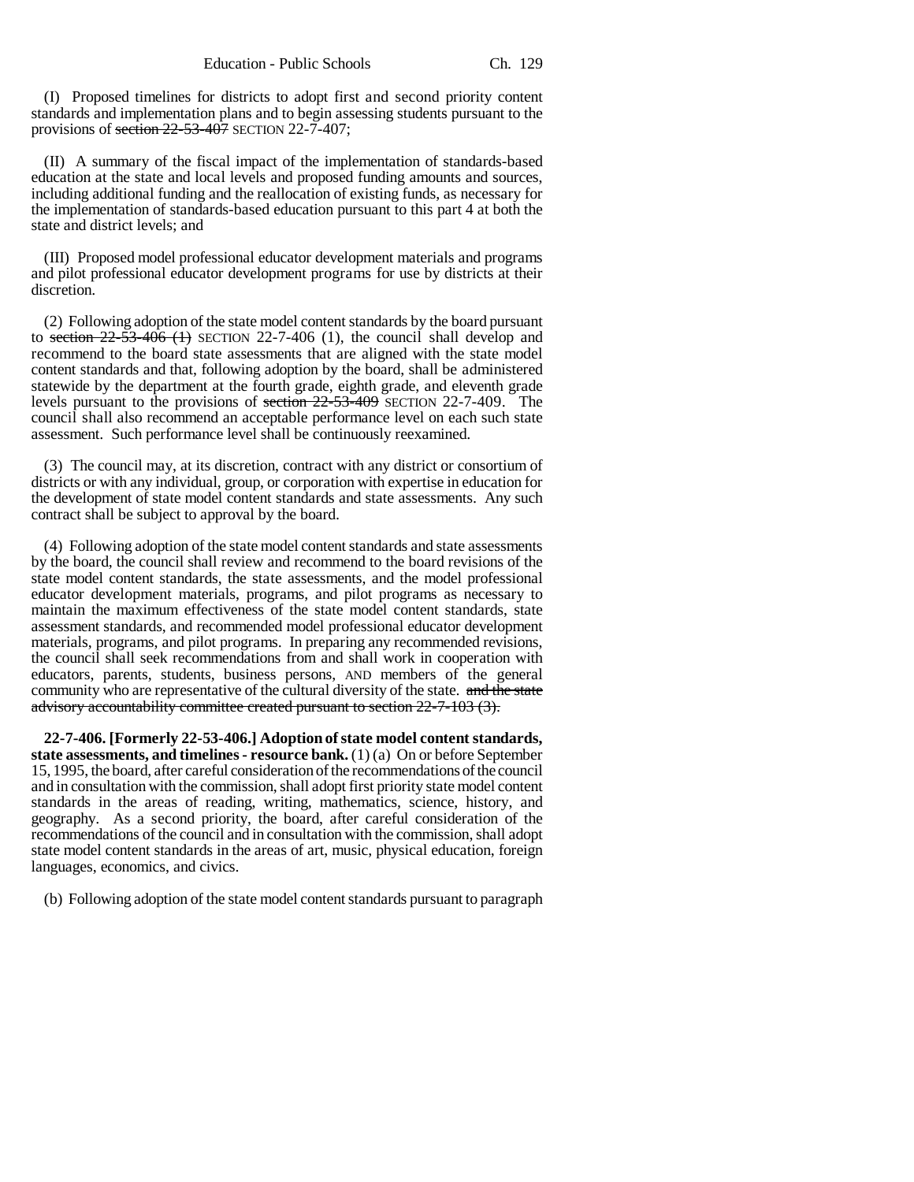(I) Proposed timelines for districts to adopt first and second priority content standards and implementation plans and to begin assessing students pursuant to the provisions of ~~section 22-53-407~~ SECTION 22-7-407;

(II) A summary of the fiscal impact of the implementation of standards-based education at the state and local levels and proposed funding amounts and sources, including additional funding and the reallocation of existing funds, as necessary for the implementation of standards-based education pursuant to this part 4 at both the state and district levels; and

(III) Proposed model professional educator development materials and programs and pilot professional educator development programs for use by districts at their discretion.

(2) Following adoption of the state model content standards by the board pursuant to ~~section 22-53-406 (1)~~ SECTION 22-7-406 (1), the council shall develop and recommend to the board state assessments that are aligned with the state model content standards and that, following adoption by the board, shall be administered statewide by the department at the fourth grade, eighth grade, and eleventh grade levels pursuant to the provisions of ~~section 22-53-409~~ SECTION 22-7-409. The council shall also recommend an acceptable performance level on each such state assessment. Such performance level shall be continuously reexamined.

(3) The council may, at its discretion, contract with any district or consortium of districts or with any individual, group, or corporation with expertise in education for the development of state model content standards and state assessments. Any such contract shall be subject to approval by the board.

(4) Following adoption of the state model content standards and state assessments by the board, the council shall review and recommend to the board revisions of the state model content standards, the state assessments, and the model professional educator development materials, programs, and pilot programs as necessary to maintain the maximum effectiveness of the state model content standards, state assessment standards, and recommended model professional educator development materials, programs, and pilot programs. In preparing any recommended revisions, the council shall seek recommendations from and shall work in cooperation with educators, parents, students, business persons, AND members of the general community who are representative of the cultural diversity of the state. ~~and the state advisory accountability committee created pursuant to section 22-7-103 (3).~~

**22-7-406. [Formerly 22-53-406.] Adoption of state model content standards, state assessments, and timelines - resource bank.** (1) (a) On or before September 15, 1995, the board, after careful consideration of the recommendations of the council and in consultation with the commission, shall adopt first priority state model content standards in the areas of reading, writing, mathematics, science, history, and geography. As a second priority, the board, after careful consideration of the recommendations of the council and in consultation with the commission, shall adopt state model content standards in the areas of art, music, physical education, foreign languages, economics, and civics.

(b) Following adoption of the state model content standards pursuant to paragraph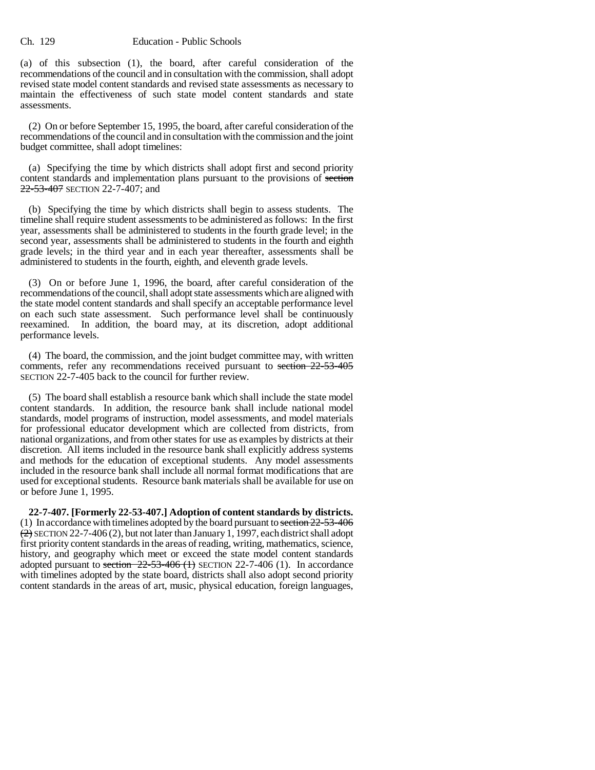(a) of this subsection (1), the board, after careful consideration of the recommendations of the council and in consultation with the commission, shall adopt revised state model content standards and revised state assessments as necessary to maintain the effectiveness of such state model content standards and state assessments.

(2) On or before September 15, 1995, the board, after careful consideration of the recommendations of the council and in consultation with the commission and the joint budget committee, shall adopt timelines:

(a) Specifying the time by which districts shall adopt first and second priority content standards and implementation plans pursuant to the provisions of ~~section 22-53-407~~ SECTION 22-7-407; and

(b) Specifying the time by which districts shall begin to assess students. The timeline shall require student assessments to be administered as follows: In the first year, assessments shall be administered to students in the fourth grade level; in the second year, assessments shall be administered to students in the fourth and eighth grade levels; in the third year and in each year thereafter, assessments shall be administered to students in the fourth, eighth, and eleventh grade levels.

(3) On or before June 1, 1996, the board, after careful consideration of the recommendations of the council, shall adopt state assessments which are aligned with the state model content standards and shall specify an acceptable performance level on each such state assessment. Such performance level shall be continuously reexamined. In addition, the board may, at its discretion, adopt additional performance levels.

(4) The board, the commission, and the joint budget committee may, with written comments, refer any recommendations received pursuant to ~~section 22-53-405~~ SECTION 22-7-405 back to the council for further review.

(5) The board shall establish a resource bank which shall include the state model content standards. In addition, the resource bank shall include national model standards, model programs of instruction, model assessments, and model materials for professional educator development which are collected from districts, from national organizations, and from other states for use as examples by districts at their discretion. All items included in the resource bank shall explicitly address systems and methods for the education of exceptional students. Any model assessments included in the resource bank shall include all normal format modifications that are used for exceptional students. Resource bank materials shall be available for use on or before June 1, 1995.

**22-7-407. [Formerly 22-53-407.] Adoption of content standards by districts.** (1) In accordance with timelines adopted by the board pursuant to ~~section 22-53-406 (2)~~ SECTION 22-7-406 (2), but not later than January 1, 1997, each district shall adopt first priority content standards in the areas of reading, writing, mathematics, science, history, and geography which meet or exceed the state model content standards adopted pursuant to ~~section 22-53-406 (1)~~ SECTION 22-7-406 (1). In accordance with timelines adopted by the state board, districts shall also adopt second priority content standards in the areas of art, music, physical education, foreign languages,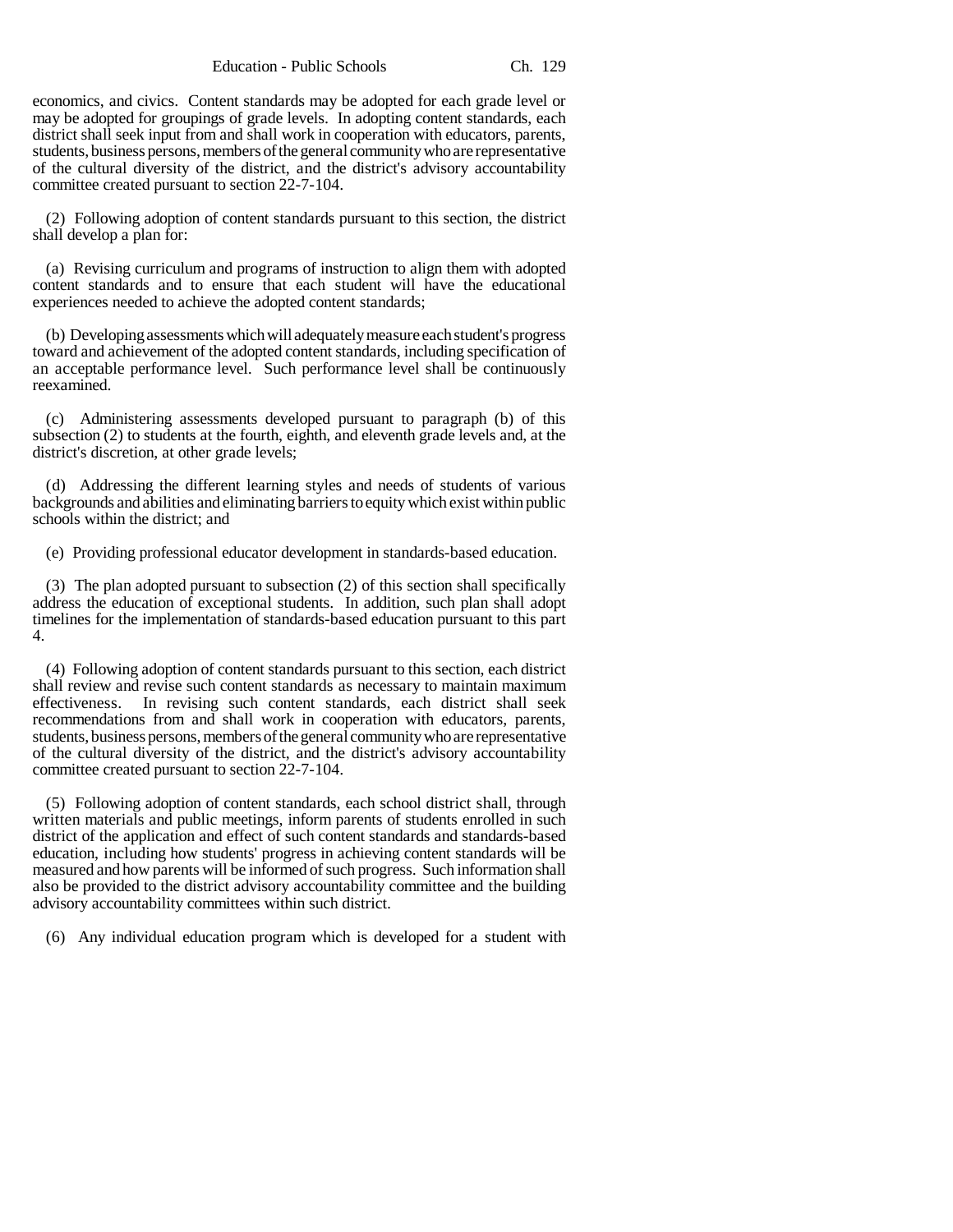economics, and civics. Content standards may be adopted for each grade level or may be adopted for groupings of grade levels. In adopting content standards, each district shall seek input from and shall work in cooperation with educators, parents, students, business persons, members of the general community who are representative of the cultural diversity of the district, and the district's advisory accountability committee created pursuant to section 22-7-104.

(2) Following adoption of content standards pursuant to this section, the district shall develop a plan for:

(a) Revising curriculum and programs of instruction to align them with adopted content standards and to ensure that each student will have the educational experiences needed to achieve the adopted content standards;

(b) Developing assessments which will adequately measure each student's progress toward and achievement of the adopted content standards, including specification of an acceptable performance level. Such performance level shall be continuously reexamined.

(c) Administering assessments developed pursuant to paragraph (b) of this subsection (2) to students at the fourth, eighth, and eleventh grade levels and, at the district's discretion, at other grade levels;

(d) Addressing the different learning styles and needs of students of various backgrounds and abilities and eliminating barriers to equity which exist within public schools within the district; and

(e) Providing professional educator development in standards-based education.

(3) The plan adopted pursuant to subsection (2) of this section shall specifically address the education of exceptional students. In addition, such plan shall adopt timelines for the implementation of standards-based education pursuant to this part 4.

(4) Following adoption of content standards pursuant to this section, each district shall review and revise such content standards as necessary to maintain maximum effectiveness. In revising such content standards, each district shall seek recommendations from and shall work in cooperation with educators, parents, students, business persons, members of the general community who are representative of the cultural diversity of the district, and the district's advisory accountability committee created pursuant to section 22-7-104.

(5) Following adoption of content standards, each school district shall, through written materials and public meetings, inform parents of students enrolled in such district of the application and effect of such content standards and standards-based education, including how students' progress in achieving content standards will be measured and how parents will be informed of such progress. Such information shall also be provided to the district advisory accountability committee and the building advisory accountability committees within such district.

(6) Any individual education program which is developed for a student with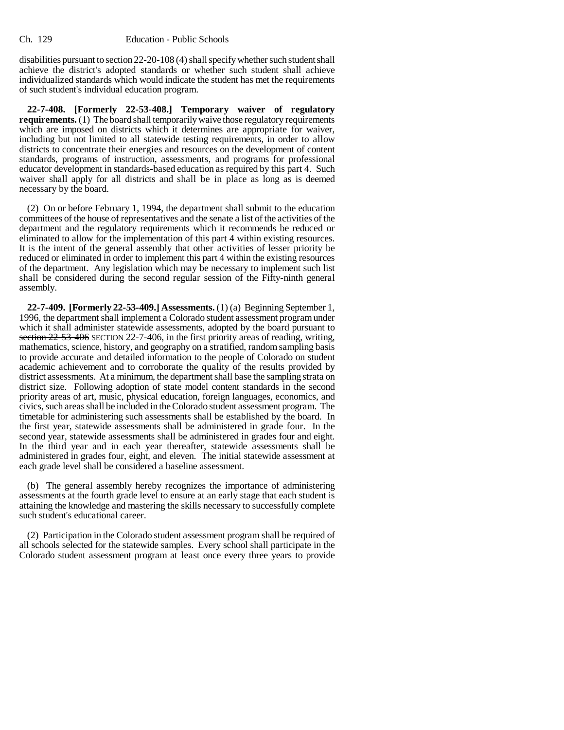disabilities pursuant to section 22-20-108 (4) shall specify whether such student shall achieve the district's adopted standards or whether such student shall achieve individualized standards which would indicate the student has met the requirements of such student's individual education program.

**22-7-408. [Formerly 22-53-408.] Temporary waiver of regulatory requirements.** (1) The board shall temporarily waive those regulatory requirements which are imposed on districts which it determines are appropriate for waiver, including but not limited to all statewide testing requirements, in order to allow districts to concentrate their energies and resources on the development of content standards, programs of instruction, assessments, and programs for professional educator development in standards-based education as required by this part 4. Such waiver shall apply for all districts and shall be in place as long as is deemed necessary by the board.

(2) On or before February 1, 1994, the department shall submit to the education committees of the house of representatives and the senate a list of the activities of the department and the regulatory requirements which it recommends be reduced or eliminated to allow for the implementation of this part 4 within existing resources. It is the intent of the general assembly that other activities of lesser priority be reduced or eliminated in order to implement this part 4 within the existing resources of the department. Any legislation which may be necessary to implement such list shall be considered during the second regular session of the Fifty-ninth general assembly.

**22-7-409. [Formerly 22-53-409.] Assessments.** (1) (a) Beginning September 1, 1996, the department shall implement a Colorado student assessment program under which it shall administer statewide assessments, adopted by the board pursuant to ~~section 22-53-406~~ SECTION 22-7-406, in the first priority areas of reading, writing, mathematics, science, history, and geography on a stratified, random sampling basis to provide accurate and detailed information to the people of Colorado on student academic achievement and to corroborate the quality of the results provided by district assessments. At a minimum, the department shall base the sampling strata on district size. Following adoption of state model content standards in the second priority areas of art, music, physical education, foreign languages, economics, and civics, such areas shall be included in the Colorado student assessment program. The timetable for administering such assessments shall be established by the board. In the first year, statewide assessments shall be administered in grade four. In the second year, statewide assessments shall be administered in grades four and eight. In the third year and in each year thereafter, statewide assessments shall be administered in grades four, eight, and eleven. The initial statewide assessment at each grade level shall be considered a baseline assessment.

(b) The general assembly hereby recognizes the importance of administering assessments at the fourth grade level to ensure at an early stage that each student is attaining the knowledge and mastering the skills necessary to successfully complete such student's educational career.

(2) Participation in the Colorado student assessment program shall be required of all schools selected for the statewide samples. Every school shall participate in the Colorado student assessment program at least once every three years to provide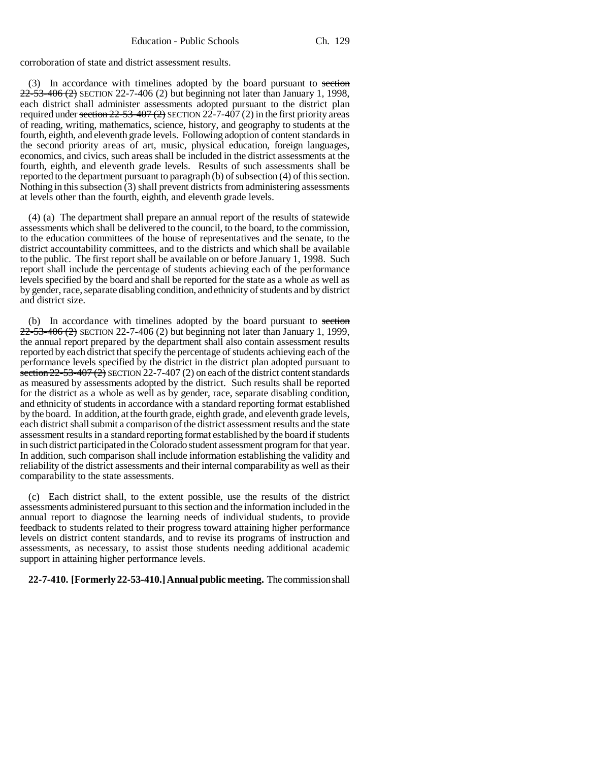corroboration of state and district assessment results.

(3) In accordance with timelines adopted by the board pursuant to ~~section 22-53-406 (2)~~ SECTION 22-7-406 (2) but beginning not later than January 1, 1998, each district shall administer assessments adopted pursuant to the district plan required under ~~section 22-53-407 (2)~~ SECTION 22-7-407 (2) in the first priority areas of reading, writing, mathematics, science, history, and geography to students at the fourth, eighth, and eleventh grade levels. Following adoption of content standards in the second priority areas of art, music, physical education, foreign languages, economics, and civics, such areas shall be included in the district assessments at the fourth, eighth, and eleventh grade levels. Results of such assessments shall be reported to the department pursuant to paragraph (b) of subsection (4) of this section. Nothing in this subsection (3) shall prevent districts from administering assessments at levels other than the fourth, eighth, and eleventh grade levels.

(4) (a) The department shall prepare an annual report of the results of statewide assessments which shall be delivered to the council, to the board, to the commission, to the education committees of the house of representatives and the senate, to the district accountability committees, and to the districts and which shall be available to the public. The first report shall be available on or before January 1, 1998. Such report shall include the percentage of students achieving each of the performance levels specified by the board and shall be reported for the state as a whole as well as by gender, race, separate disabling condition, and ethnicity of students and by district and district size.

(b) In accordance with timelines adopted by the board pursuant to ~~section 22-53-406 (2)~~ SECTION 22-7-406 (2) but beginning not later than January 1, 1999, the annual report prepared by the department shall also contain assessment results reported by each district that specify the percentage of students achieving each of the performance levels specified by the district in the district plan adopted pursuant to ~~section 22-53-407 (2)~~ SECTION 22-7-407 (2) on each of the district content standards as measured by assessments adopted by the district. Such results shall be reported for the district as a whole as well as by gender, race, separate disabling condition, and ethnicity of students in accordance with a standard reporting format established by the board. In addition, at the fourth grade, eighth grade, and eleventh grade levels, each district shall submit a comparison of the district assessment results and the state assessment results in a standard reporting format established by the board if students in such district participated in the Colorado student assessment program for that year. In addition, such comparison shall include information establishing the validity and reliability of the district assessments and their internal comparability as well as their comparability to the state assessments.

(c) Each district shall, to the extent possible, use the results of the district assessments administered pursuant to this section and the information included in the annual report to diagnose the learning needs of individual students, to provide feedback to students related to their progress toward attaining higher performance levels on district content standards, and to revise its programs of instruction and assessments, as necessary, to assist those students needing additional academic support in attaining higher performance levels.

**22-7-410. [Formerly 22-53-410.] Annual public meeting.** The commission shall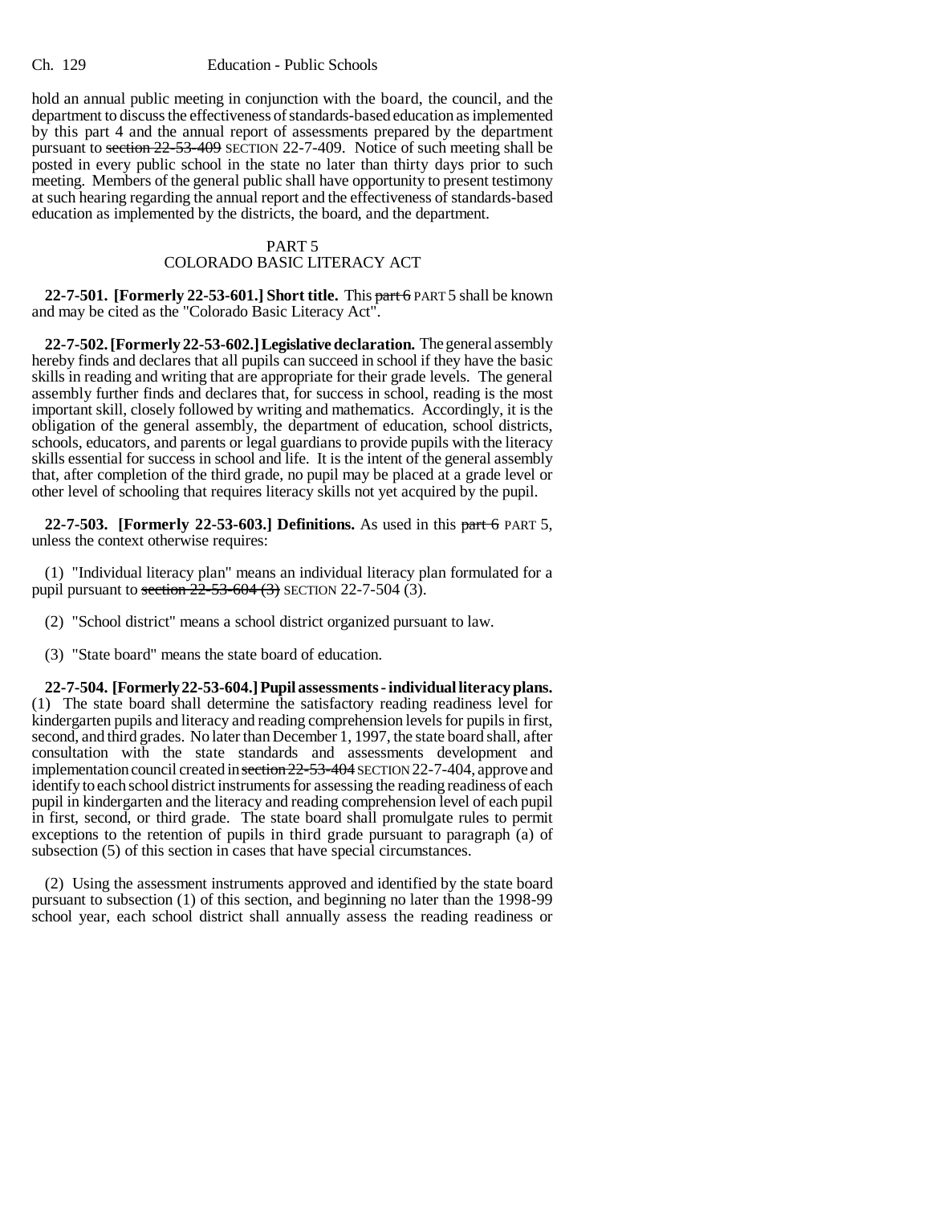hold an annual public meeting in conjunction with the board, the council, and the department to discuss the effectiveness of standards-based education as implemented by this part 4 and the annual report of assessments prepared by the department pursuant to ~~section 22-53-409~~ SECTION 22-7-409. Notice of such meeting shall be posted in every public school in the state no later than thirty days prior to such meeting. Members of the general public shall have opportunity to present testimony at such hearing regarding the annual report and the effectiveness of standards-based education as implemented by the districts, the board, and the department.

## PART 5
## COLORADO BASIC LITERACY ACT

**22-7-501. [Formerly 22-53-601.] Short title.** This ~~part 6~~ PART 5 shall be known and may be cited as the "Colorado Basic Literacy Act".

**22-7-502. [Formerly 22-53-602.] Legislative declaration.** The general assembly hereby finds and declares that all pupils can succeed in school if they have the basic skills in reading and writing that are appropriate for their grade levels. The general assembly further finds and declares that, for success in school, reading is the most important skill, closely followed by writing and mathematics. Accordingly, it is the obligation of the general assembly, the department of education, school districts, schools, educators, and parents or legal guardians to provide pupils with the literacy skills essential for success in school and life. It is the intent of the general assembly that, after completion of the third grade, no pupil may be placed at a grade level or other level of schooling that requires literacy skills not yet acquired by the pupil.

**22-7-503. [Formerly 22-53-603.] Definitions.** As used in this ~~part 6~~ PART 5, unless the context otherwise requires:

(1) "Individual literacy plan" means an individual literacy plan formulated for a pupil pursuant to ~~section 22-53-604 (3)~~ SECTION 22-7-504 (3).

(2) "School district" means a school district organized pursuant to law.

(3) "State board" means the state board of education.

**22-7-504. [Formerly 22-53-604.] Pupil assessments - individual literacy plans.** (1) The state board shall determine the satisfactory reading readiness level for kindergarten pupils and literacy and reading comprehension levels for pupils in first, second, and third grades. No later than December 1, 1997, the state board shall, after consultation with the state standards and assessments development and implementation council created in ~~section 22-53-404~~ SECTION 22-7-404, approve and identify to each school district instruments for assessing the reading readiness of each pupil in kindergarten and the literacy and reading comprehension level of each pupil in first, second, or third grade. The state board shall promulgate rules to permit exceptions to the retention of pupils in third grade pursuant to paragraph (a) of subsection (5) of this section in cases that have special circumstances.

(2) Using the assessment instruments approved and identified by the state board pursuant to subsection (1) of this section, and beginning no later than the 1998-99 school year, each school district shall annually assess the reading readiness or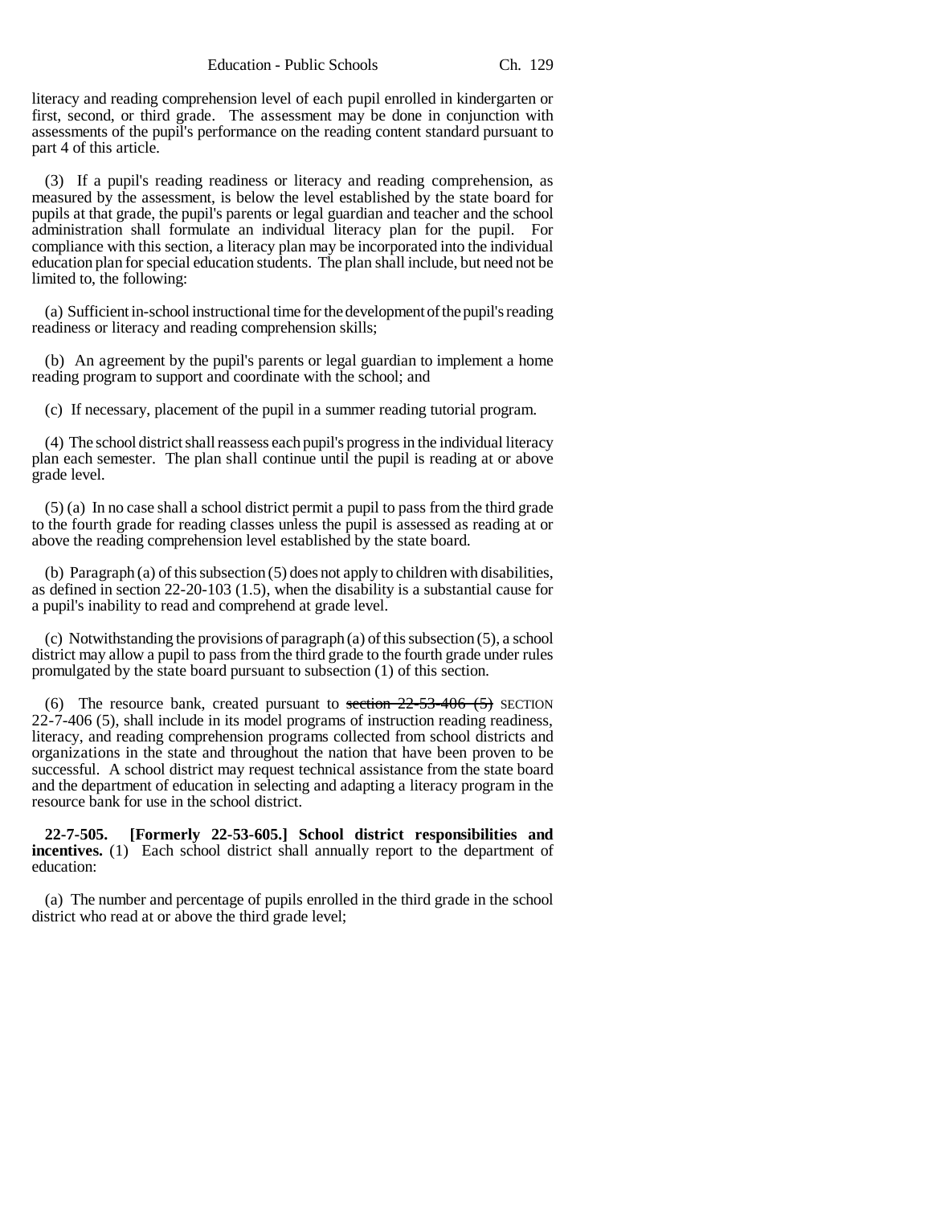literacy and reading comprehension level of each pupil enrolled in kindergarten or first, second, or third grade. The assessment may be done in conjunction with assessments of the pupil's performance on the reading content standard pursuant to part 4 of this article.

(3) If a pupil's reading readiness or literacy and reading comprehension, as measured by the assessment, is below the level established by the state board for pupils at that grade, the pupil's parents or legal guardian and teacher and the school administration shall formulate an individual literacy plan for the pupil. For compliance with this section, a literacy plan may be incorporated into the individual education plan for special education students. The plan shall include, but need not be limited to, the following:

(a) Sufficient in-school instructional time for the development of the pupil's reading readiness or literacy and reading comprehension skills;

(b) An agreement by the pupil's parents or legal guardian to implement a home reading program to support and coordinate with the school; and

(c) If necessary, placement of the pupil in a summer reading tutorial program.

(4) The school district shall reassess each pupil's progress in the individual literacy plan each semester. The plan shall continue until the pupil is reading at or above grade level.

(5) (a) In no case shall a school district permit a pupil to pass from the third grade to the fourth grade for reading classes unless the pupil is assessed as reading at or above the reading comprehension level established by the state board.

(b) Paragraph (a) of this subsection (5) does not apply to children with disabilities, as defined in section 22-20-103 (1.5), when the disability is a substantial cause for a pupil's inability to read and comprehend at grade level.

(c) Notwithstanding the provisions of paragraph (a) of this subsection (5), a school district may allow a pupil to pass from the third grade to the fourth grade under rules promulgated by the state board pursuant to subsection (1) of this section.

(6) The resource bank, created pursuant to ~~section 22-53-406 (5)~~ SECTION 22-7-406 (5), shall include in its model programs of instruction reading readiness, literacy, and reading comprehension programs collected from school districts and organizations in the state and throughout the nation that have been proven to be successful. A school district may request technical assistance from the state board and the department of education in selecting and adapting a literacy program in the resource bank for use in the school district.

**22-7-505. [Formerly 22-53-605.] School district responsibilities and incentives.** (1) Each school district shall annually report to the department of education:

(a) The number and percentage of pupils enrolled in the third grade in the school district who read at or above the third grade level;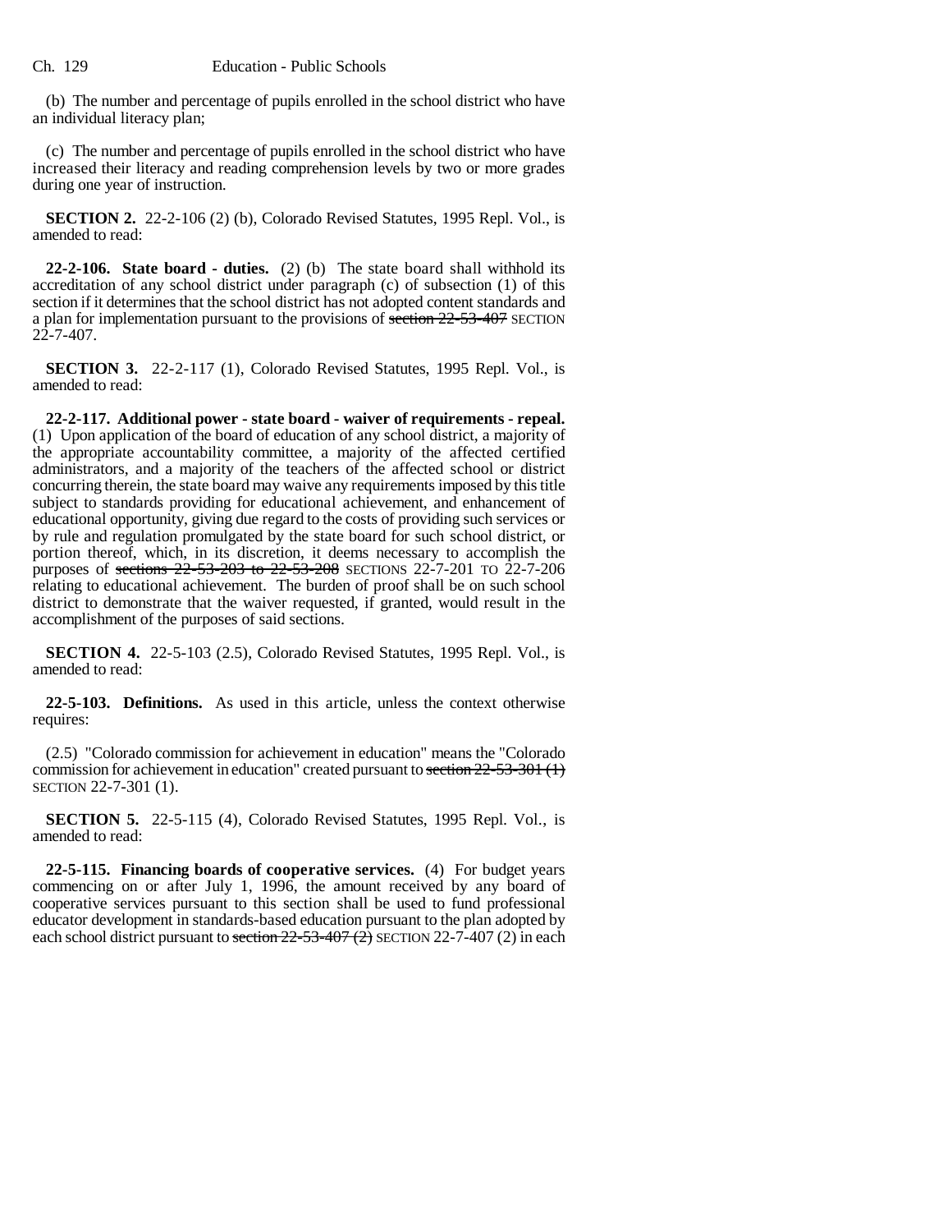(b) The number and percentage of pupils enrolled in the school district who have an individual literacy plan;

(c) The number and percentage of pupils enrolled in the school district who have increased their literacy and reading comprehension levels by two or more grades during one year of instruction.

**SECTION 2.** 22-2-106 (2) (b), Colorado Revised Statutes, 1995 Repl. Vol., is amended to read:

**22-2-106. State board - duties.** (2) (b) The state board shall withhold its accreditation of any school district under paragraph (c) of subsection (1) of this section if it determines that the school district has not adopted content standards and a plan for implementation pursuant to the provisions of ~~section 22-53-407~~ SECTION 22-7-407.

**SECTION 3.** 22-2-117 (1), Colorado Revised Statutes, 1995 Repl. Vol., is amended to read:

**22-2-117. Additional power - state board - waiver of requirements - repeal.** (1) Upon application of the board of education of any school district, a majority of the appropriate accountability committee, a majority of the affected certified administrators, and a majority of the teachers of the affected school or district concurring therein, the state board may waive any requirements imposed by this title subject to standards providing for educational achievement, and enhancement of educational opportunity, giving due regard to the costs of providing such services or by rule and regulation promulgated by the state board for such school district, or portion thereof, which, in its discretion, it deems necessary to accomplish the purposes of ~~sections 22-53-203 to 22-53-208~~ SECTIONS 22-7-201 TO 22-7-206 relating to educational achievement. The burden of proof shall be on such school district to demonstrate that the waiver requested, if granted, would result in the accomplishment of the purposes of said sections.

**SECTION 4.** 22-5-103 (2.5), Colorado Revised Statutes, 1995 Repl. Vol., is amended to read:

**22-5-103. Definitions.** As used in this article, unless the context otherwise requires:

(2.5) "Colorado commission for achievement in education" means the "Colorado commission for achievement in education" created pursuant to ~~section 22-53-301 (1)~~ SECTION 22-7-301 (1).

**SECTION 5.** 22-5-115 (4), Colorado Revised Statutes, 1995 Repl. Vol., is amended to read:

**22-5-115. Financing boards of cooperative services.** (4) For budget years commencing on or after July 1, 1996, the amount received by any board of cooperative services pursuant to this section shall be used to fund professional educator development in standards-based education pursuant to the plan adopted by each school district pursuant to ~~section 22-53-407 (2)~~ SECTION 22-7-407 (2) in each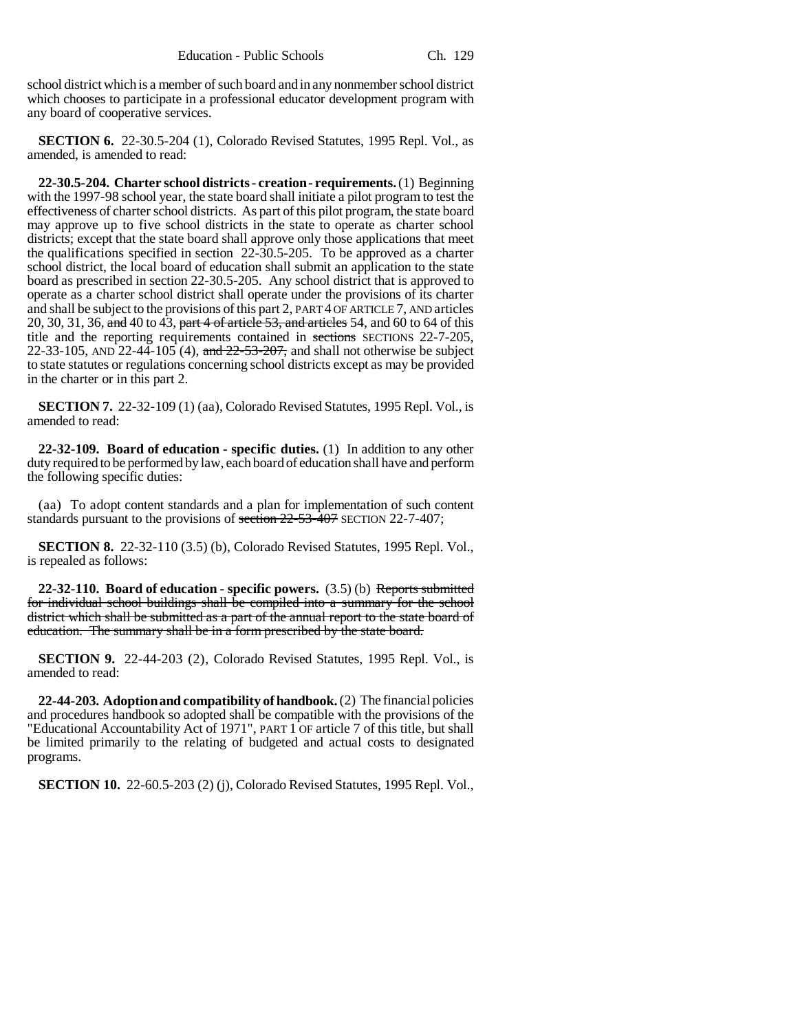school district which is a member of such board and in any nonmember school district which chooses to participate in a professional educator development program with any board of cooperative services.

**SECTION 6.** 22-30.5-204 (1), Colorado Revised Statutes, 1995 Repl. Vol., as amended, is amended to read:

**22-30.5-204. Charter school districts - creation - requirements.** (1) Beginning with the 1997-98 school year, the state board shall initiate a pilot program to test the effectiveness of charter school districts. As part of this pilot program, the state board may approve up to five school districts in the state to operate as charter school districts; except that the state board shall approve only those applications that meet the qualifications specified in section 22-30.5-205. To be approved as a charter school district, the local board of education shall submit an application to the state board as prescribed in section 22-30.5-205. Any school district that is approved to operate as a charter school district shall operate under the provisions of its charter and shall be subject to the provisions of this part 2, PART 4 OF ARTICLE 7, AND articles 20, 30, 31, 36, ~~and~~ 40 to 43, ~~part 4 of article 53, and articles~~ 54, and 60 to 64 of this title and the reporting requirements contained in ~~sections~~ SECTIONS 22-7-205, 22-33-105, AND 22-44-105 (4), ~~and 22-53-207,~~ and shall not otherwise be subject to state statutes or regulations concerning school districts except as may be provided in the charter or in this part 2.

**SECTION 7.** 22-32-109 (1) (aa), Colorado Revised Statutes, 1995 Repl. Vol., is amended to read:

**22-32-109. Board of education - specific duties.** (1) In addition to any other duty required to be performed by law, each board of education shall have and perform the following specific duties:

(aa) To adopt content standards and a plan for implementation of such content standards pursuant to the provisions of ~~section 22-53-407~~ SECTION 22-7-407;

**SECTION 8.** 22-32-110 (3.5) (b), Colorado Revised Statutes, 1995 Repl. Vol., is repealed as follows:

**22-32-110. Board of education - specific powers.** (3.5) (b) ~~Reports submitted for individual school buildings shall be compiled into a summary for the school district which shall be submitted as a part of the annual report to the state board of education. The summary shall be in a form prescribed by the state board.~~

**SECTION 9.** 22-44-203 (2), Colorado Revised Statutes, 1995 Repl. Vol., is amended to read:

**22-44-203. Adoption and compatibility of handbook.** (2) The financial policies and procedures handbook so adopted shall be compatible with the provisions of the "Educational Accountability Act of 1971", PART 1 OF article 7 of this title, but shall be limited primarily to the relating of budgeted and actual costs to designated programs.

**SECTION 10.** 22-60.5-203 (2) (j), Colorado Revised Statutes, 1995 Repl. Vol.,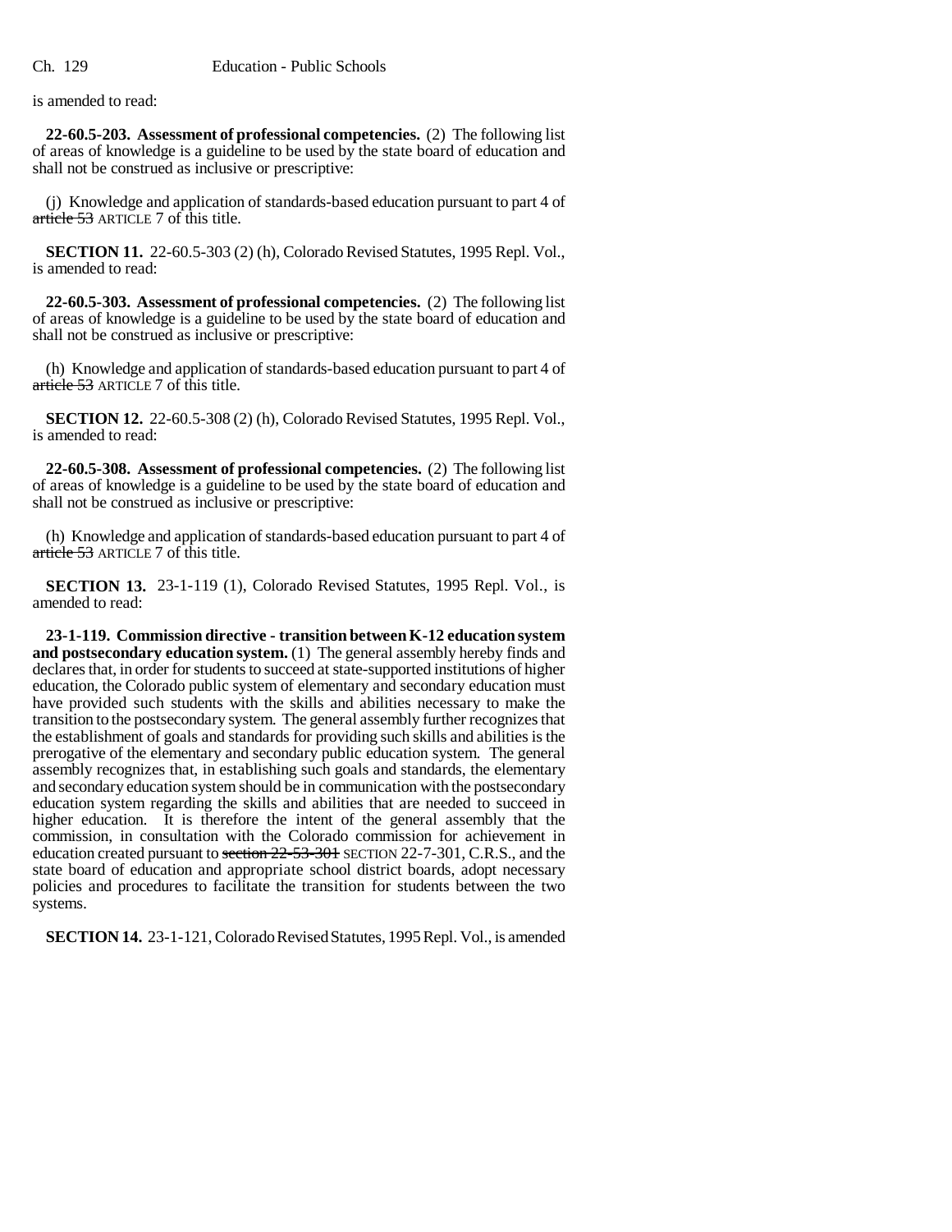is amended to read:

**22-60.5-203. Assessment of professional competencies.** (2) The following list of areas of knowledge is a guideline to be used by the state board of education and shall not be construed as inclusive or prescriptive:

(j) Knowledge and application of standards-based education pursuant to part 4 of ~~article 53~~ ARTICLE 7 of this title.

**SECTION 11.** 22-60.5-303 (2) (h), Colorado Revised Statutes, 1995 Repl. Vol., is amended to read:

**22-60.5-303. Assessment of professional competencies.** (2) The following list of areas of knowledge is a guideline to be used by the state board of education and shall not be construed as inclusive or prescriptive:

(h) Knowledge and application of standards-based education pursuant to part 4 of ~~article 53~~ ARTICLE 7 of this title.

**SECTION 12.** 22-60.5-308 (2) (h), Colorado Revised Statutes, 1995 Repl. Vol., is amended to read:

**22-60.5-308. Assessment of professional competencies.** (2) The following list of areas of knowledge is a guideline to be used by the state board of education and shall not be construed as inclusive or prescriptive:

(h) Knowledge and application of standards-based education pursuant to part 4 of ~~article 53~~ ARTICLE 7 of this title.

**SECTION 13.** 23-1-119 (1), Colorado Revised Statutes, 1995 Repl. Vol., is amended to read:

**23-1-119. Commission directive - transition between K-12 education system and postsecondary education system.** (1) The general assembly hereby finds and declares that, in order for students to succeed at state-supported institutions of higher education, the Colorado public system of elementary and secondary education must have provided such students with the skills and abilities necessary to make the transition to the postsecondary system. The general assembly further recognizes that the establishment of goals and standards for providing such skills and abilities is the prerogative of the elementary and secondary public education system. The general assembly recognizes that, in establishing such goals and standards, the elementary and secondary education system should be in communication with the postsecondary education system regarding the skills and abilities that are needed to succeed in higher education. It is therefore the intent of the general assembly that the commission, in consultation with the Colorado commission for achievement in education created pursuant to ~~section 22-53-301~~ SECTION 22-7-301, C.R.S., and the state board of education and appropriate school district boards, adopt necessary policies and procedures to facilitate the transition for students between the two systems.

**SECTION 14.** 23-1-121, Colorado Revised Statutes, 1995 Repl. Vol., is amended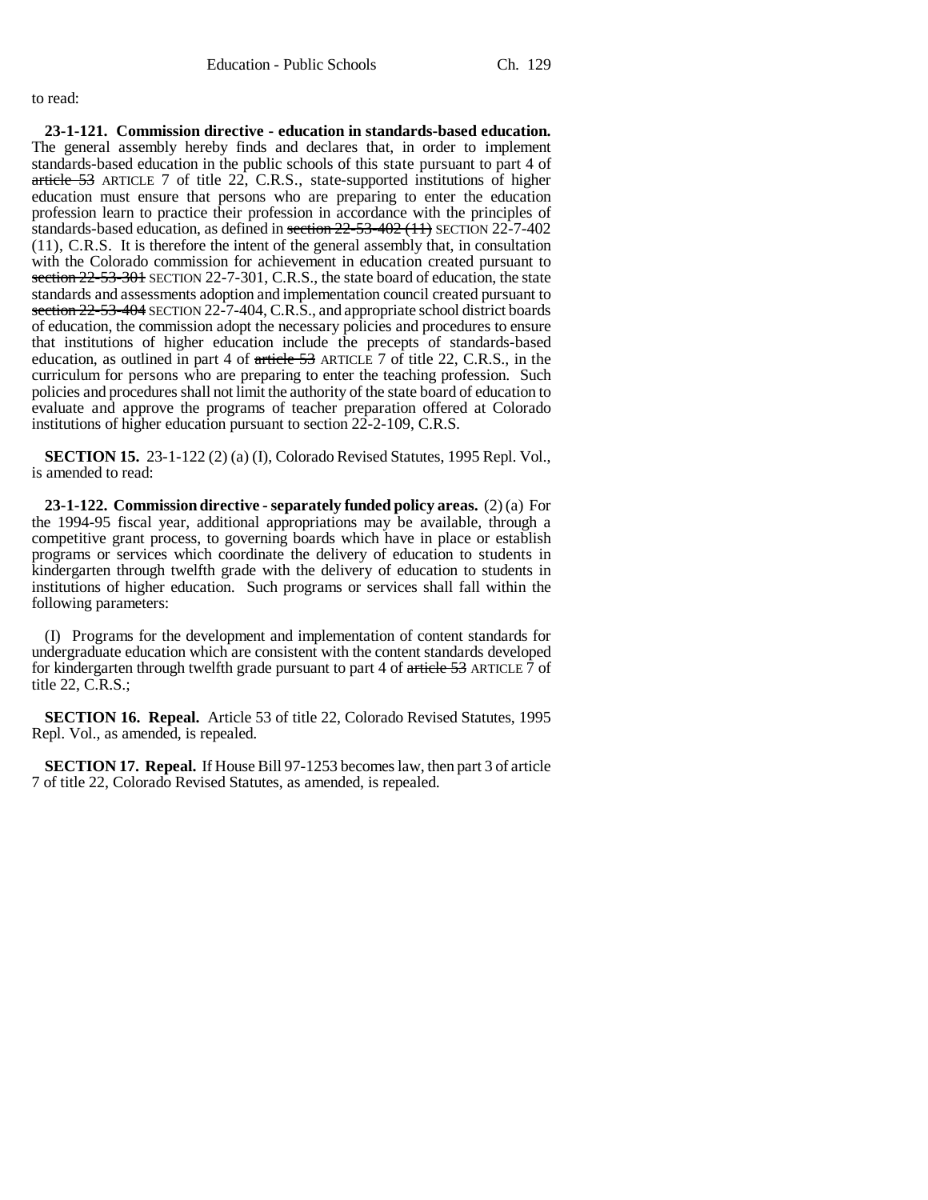to read:

**23-1-121. Commission directive - education in standards-based education.** The general assembly hereby finds and declares that, in order to implement standards-based education in the public schools of this state pursuant to part 4 of ~~article 53~~ ARTICLE 7 of title 22, C.R.S., state-supported institutions of higher education must ensure that persons who are preparing to enter the education profession learn to practice their profession in accordance with the principles of standards-based education, as defined in ~~section 22-53-402 (11)~~ SECTION 22-7-402 (11), C.R.S. It is therefore the intent of the general assembly that, in consultation with the Colorado commission for achievement in education created pursuant to ~~section 22-53-301~~ SECTION 22-7-301, C.R.S., the state board of education, the state standards and assessments adoption and implementation council created pursuant to ~~section 22-53-404~~ SECTION 22-7-404, C.R.S., and appropriate school district boards of education, the commission adopt the necessary policies and procedures to ensure that institutions of higher education include the precepts of standards-based education, as outlined in part 4 of ~~article 53~~ ARTICLE 7 of title 22, C.R.S., in the curriculum for persons who are preparing to enter the teaching profession. Such policies and procedures shall not limit the authority of the state board of education to evaluate and approve the programs of teacher preparation offered at Colorado institutions of higher education pursuant to section 22-2-109, C.R.S.

**SECTION 15.** 23-1-122 (2) (a) (I), Colorado Revised Statutes, 1995 Repl. Vol., is amended to read:

**23-1-122. Commission directive - separately funded policy areas.** (2) (a) For the 1994-95 fiscal year, additional appropriations may be available, through a competitive grant process, to governing boards which have in place or establish programs or services which coordinate the delivery of education to students in kindergarten through twelfth grade with the delivery of education to students in institutions of higher education. Such programs or services shall fall within the following parameters:

(I) Programs for the development and implementation of content standards for undergraduate education which are consistent with the content standards developed for kindergarten through twelfth grade pursuant to part 4 of ~~article 53~~ ARTICLE 7 of title 22, C.R.S.;

**SECTION 16. Repeal.** Article 53 of title 22, Colorado Revised Statutes, 1995 Repl. Vol., as amended, is repealed.

**SECTION 17. Repeal.** If House Bill 97-1253 becomes law, then part 3 of article 7 of title 22, Colorado Revised Statutes, as amended, is repealed.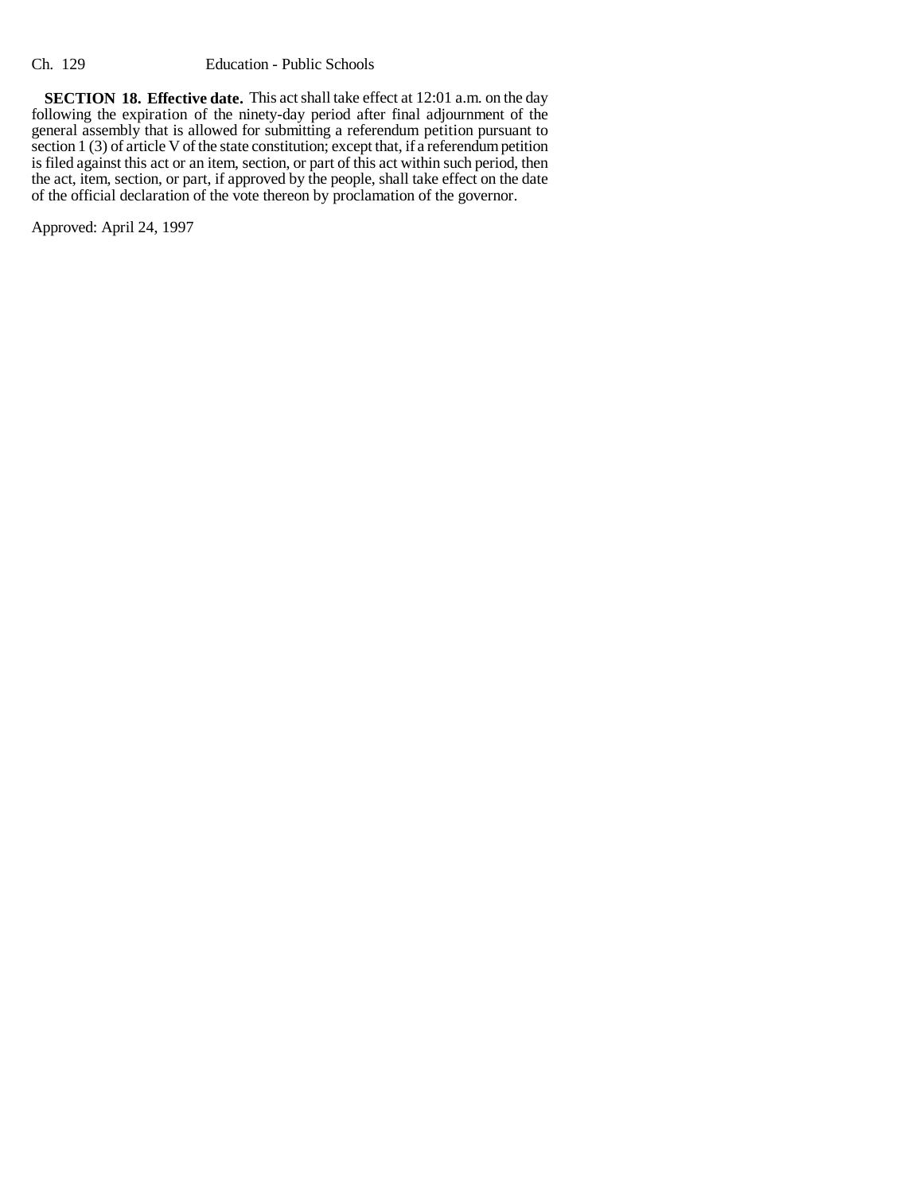**SECTION 18. Effective date.** This act shall take effect at 12:01 a.m. on the day following the expiration of the ninety-day period after final adjournment of the general assembly that is allowed for submitting a referendum petition pursuant to section 1 (3) of article V of the state constitution; except that, if a referendum petition is filed against this act or an item, section, or part of this act within such period, then the act, item, section, or part, if approved by the people, shall take effect on the date of the official declaration of the vote thereon by proclamation of the governor.

Approved: April 24, 1997